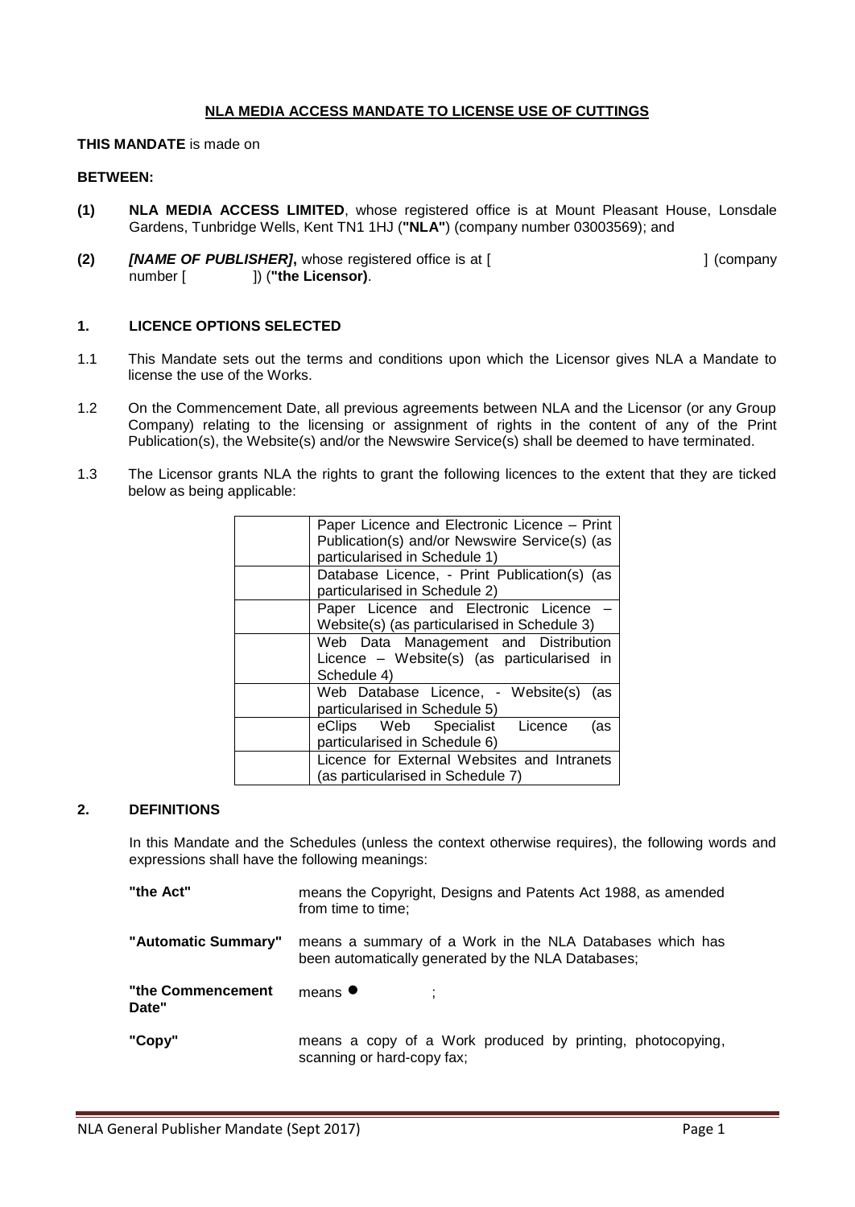# NLA MEDIA ACCESS MANDATE TO LICENSE USE OF CUTTINGS

**THIS MANDATE** is made on

**BETWEEN:**

**(1)** **NLA MEDIA ACCESS LIMITED**, whose registered office is at Mount Pleasant House, Lonsdale Gardens, Tunbridge Wells, Kent TN1 1HJ (**"NLA"**) (company number 03003569); and

**(2)** ***[NAME OF PUBLISHER]***, whose registered office is at [ ] (company number [ ]) (**"the Licensor)**.

## 1. LICENCE OPTIONS SELECTED

1.1 This Mandate sets out the terms and conditions upon which the Licensor gives NLA a Mandate to license the use of the Works.

1.2 On the Commencement Date, all previous agreements between NLA and the Licensor (or any Group Company) relating to the licensing or assignment of rights in the content of any of the Print Publication(s), the Website(s) and/or the Newswire Service(s) shall be deemed to have terminated.

1.3 The Licensor grants NLA the rights to grant the following licences to the extent that they are ticked below as being applicable:

| | |
|---|---|
| | Paper Licence and Electronic Licence – Print Publication(s) and/or Newswire Service(s) (as particularised in Schedule 1) |
| | Database Licence, - Print Publication(s) (as particularised in Schedule 2) |
| | Paper Licence and Electronic Licence – Website(s) (as particularised in Schedule 3) |
| | Web Data Management and Distribution Licence – Website(s) (as particularised in Schedule 4) |
| | Web Database Licence, - Website(s) (as particularised in Schedule 5) |
| | eClips Web Specialist Licence (as particularised in Schedule 6) |
| | Licence for External Websites and Intranets (as particularised in Schedule 7) |

## 2. DEFINITIONS

In this Mandate and the Schedules (unless the context otherwise requires), the following words and expressions shall have the following meanings:

| | |
|---|---|
| **"the Act"** | means the Copyright, Designs and Patents Act 1988, as amended from time to time; |
| **"Automatic Summary"** | means a summary of a Work in the NLA Databases which has been automatically generated by the NLA Databases; |
| **"the Commencement Date"** | means ● ; |
| **"Copy"** | means a copy of a Work produced by printing, photocopying, scanning or hard-copy fax; |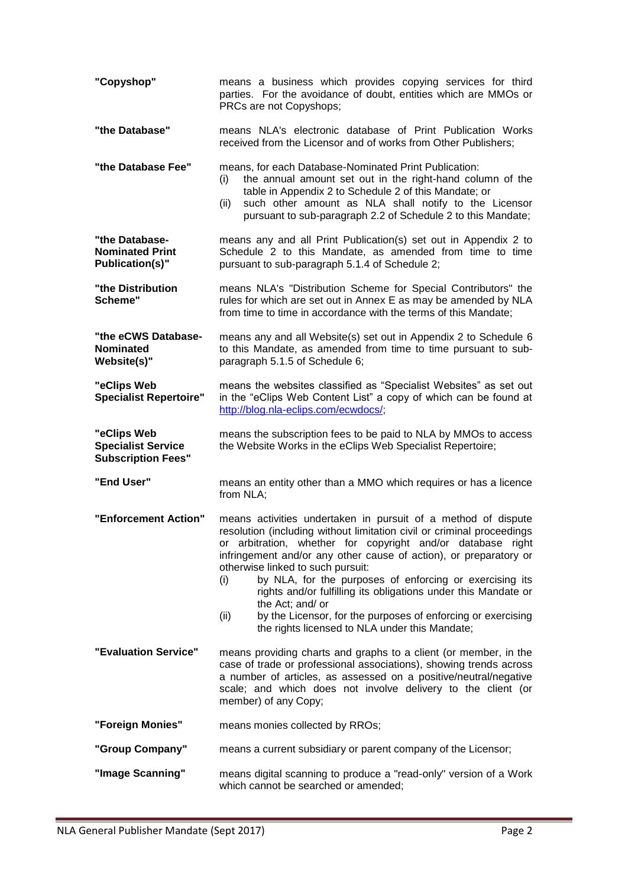**"Copyshop"** means a business which provides copying services for third parties. For the avoidance of doubt, entities which are MMOs or PRCs are not Copyshops;

**"the Database"** means NLA's electronic database of Print Publication Works received from the Licensor and of works from Other Publishers;

**"the Database Fee"** means, for each Database-Nominated Print Publication:

(i) the annual amount set out in the right-hand column of the table in Appendix 2 to Schedule 2 of this Mandate; or

(ii) such other amount as NLA shall notify to the Licensor pursuant to sub-paragraph 2.2 of Schedule 2 to this Mandate;

**"the Database-Nominated Print Publication(s)"** means any and all Print Publication(s) set out in Appendix 2 to Schedule 2 to this Mandate, as amended from time to time pursuant to sub-paragraph 5.1.4 of Schedule 2;

**"the Distribution Scheme"** means NLA's "Distribution Scheme for Special Contributors" the rules for which are set out in Annex E as may be amended by NLA from time to time in accordance with the terms of this Mandate;

**"the eCWS Database-Nominated Website(s)"** means any and all Website(s) set out in Appendix 2 to Schedule 6 to this Mandate, as amended from time to time pursuant to sub-paragraph 5.1.5 of Schedule 6;

**"eClips Web Specialist Repertoire"** means the websites classified as "Specialist Websites" as set out in the "eClips Web Content List" a copy of which can be found at http://blog.nla-eclips.com/ecwdocs/;

**"eClips Web Specialist Service Subscription Fees"** means the subscription fees to be paid to NLA by MMOs to access the Website Works in the eClips Web Specialist Repertoire;

**"End User"** means an entity other than a MMO which requires or has a licence from NLA;

**"Enforcement Action"** means activities undertaken in pursuit of a method of dispute resolution (including without limitation civil or criminal proceedings or arbitration, whether for copyright and/or database right infringement and/or any other cause of action), or preparatory or otherwise linked to such pursuit:

(i) by NLA, for the purposes of enforcing or exercising its rights and/or fulfilling its obligations under this Mandate or the Act; and/ or

(ii) by the Licensor, for the purposes of enforcing or exercising the rights licensed to NLA under this Mandate;

**"Evaluation Service"** means providing charts and graphs to a client (or member, in the case of trade or professional associations), showing trends across a number of articles, as assessed on a positive/neutral/negative scale; and which does not involve delivery to the client (or member) of any Copy;

**"Foreign Monies"** means monies collected by RROs;

**"Group Company"** means a current subsidiary or parent company of the Licensor;

**"Image Scanning"** means digital scanning to produce a "read-only" version of a Work which cannot be searched or amended;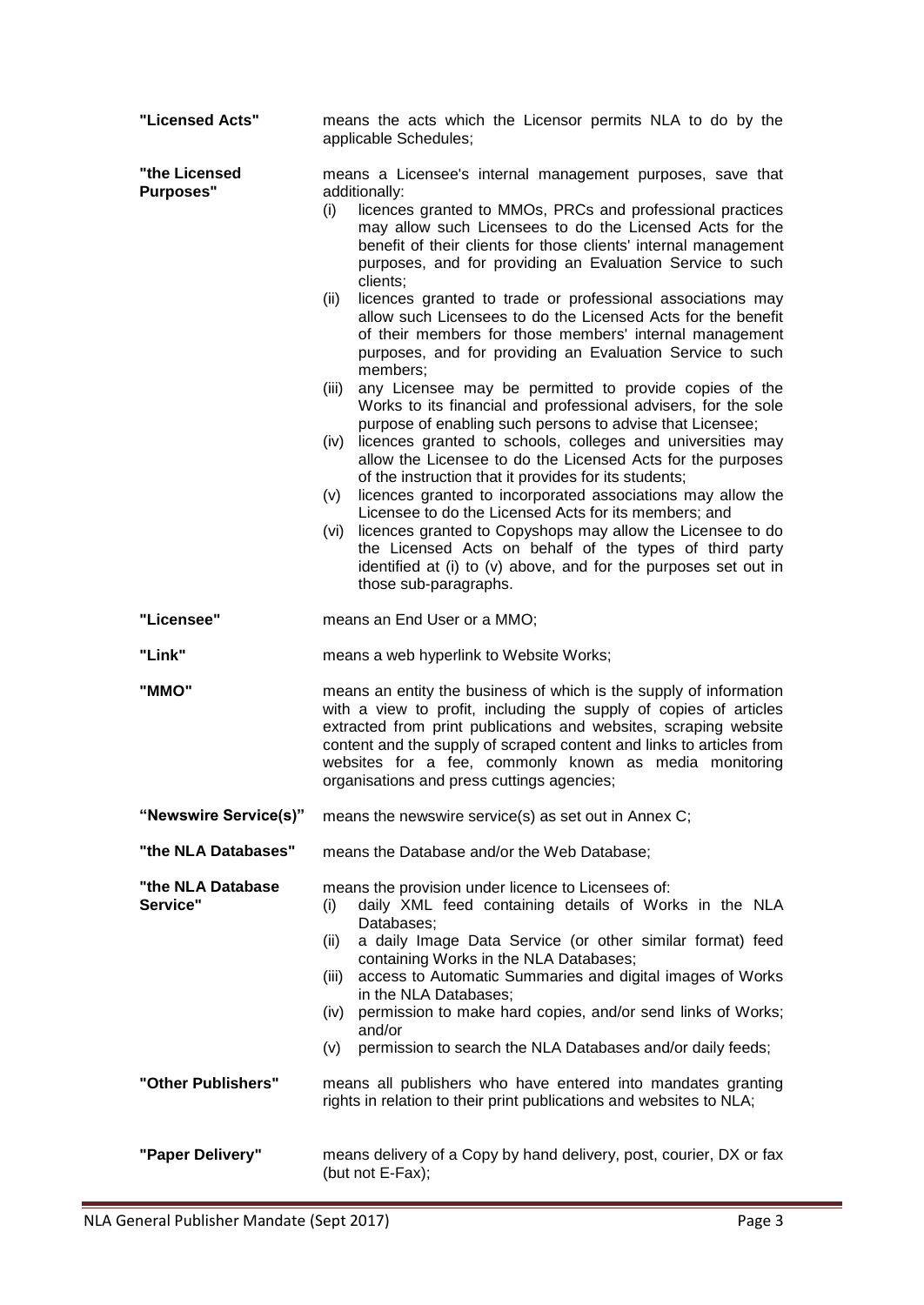**"Licensed Acts"** means the acts which the Licensor permits NLA to do by the applicable Schedules;

**"the Licensed Purposes"** means a Licensee's internal management purposes, save that additionally:

(i) licences granted to MMOs, PRCs and professional practices may allow such Licensees to do the Licensed Acts for the benefit of their clients for those clients' internal management purposes, and for providing an Evaluation Service to such clients;

(ii) licences granted to trade or professional associations may allow such Licensees to do the Licensed Acts for the benefit of their members for those members' internal management purposes, and for providing an Evaluation Service to such members;

(iii) any Licensee may be permitted to provide copies of the Works to its financial and professional advisers, for the sole purpose of enabling such persons to advise that Licensee;

(iv) licences granted to schools, colleges and universities may allow the Licensee to do the Licensed Acts for the purposes of the instruction that it provides for its students;

(v) licences granted to incorporated associations may allow the Licensee to do the Licensed Acts for its members; and

(vi) licences granted to Copyshops may allow the Licensee to do the Licensed Acts on behalf of the types of third party identified at (i) to (v) above, and for the purposes set out in those sub-paragraphs.

**"Licensee"** means an End User or a MMO;

**"Link"** means a web hyperlink to Website Works;

**"MMO"** means an entity the business of which is the supply of information with a view to profit, including the supply of copies of articles extracted from print publications and websites, scraping website content and the supply of scraped content and links to articles from websites for a fee, commonly known as media monitoring organisations and press cuttings agencies;

**"Newswire Service(s)"** means the newswire service(s) as set out in Annex C;

**"the NLA Databases"** means the Database and/or the Web Database;

**"the NLA Database Service"** means the provision under licence to Licensees of:

(i) daily XML feed containing details of Works in the NLA Databases;

(ii) a daily Image Data Service (or other similar format) feed containing Works in the NLA Databases;

(iii) access to Automatic Summaries and digital images of Works in the NLA Databases;

(iv) permission to make hard copies, and/or send links of Works; and/or

(v) permission to search the NLA Databases and/or daily feeds;

**"Other Publishers"** means all publishers who have entered into mandates granting rights in relation to their print publications and websites to NLA;

**"Paper Delivery"** means delivery of a Copy by hand delivery, post, courier, DX or fax (but not E-Fax);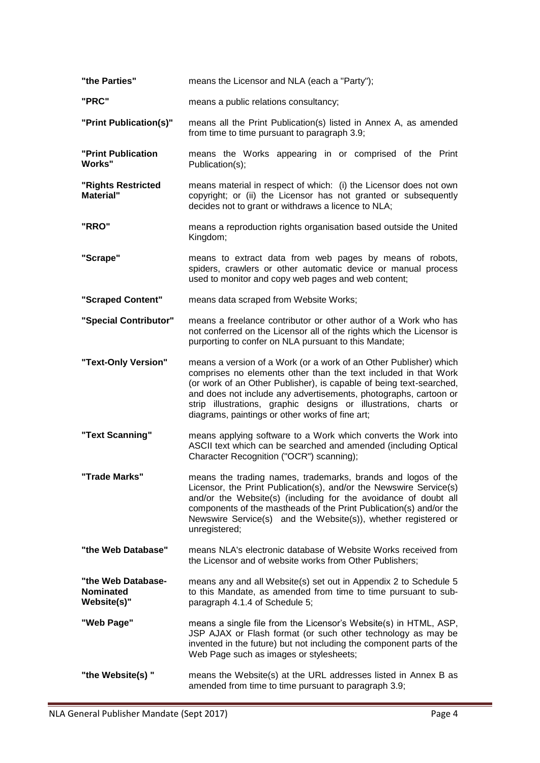| | |
|---|---|
| **"the Parties"** | means the Licensor and NLA (each a "Party"); |
| **"PRC"** | means a public relations consultancy; |
| **"Print Publication(s)"** | means all the Print Publication(s) listed in Annex A, as amended from time to time pursuant to paragraph 3.9; |
| **"Print Publication Works"** | means the Works appearing in or comprised of the Print Publication(s); |
| **"Rights Restricted Material"** | means material in respect of which: (i) the Licensor does not own copyright; or (ii) the Licensor has not granted or subsequently decides not to grant or withdraws a licence to NLA; |
| **"RRO"** | means a reproduction rights organisation based outside the United Kingdom; |
| **"Scrape"** | means to extract data from web pages by means of robots, spiders, crawlers or other automatic device or manual process used to monitor and copy web pages and web content; |
| **"Scraped Content"** | means data scraped from Website Works; |
| **"Special Contributor"** | means a freelance contributor or other author of a Work who has not conferred on the Licensor all of the rights which the Licensor is purporting to confer on NLA pursuant to this Mandate; |
| **"Text-Only Version"** | means a version of a Work (or a work of an Other Publisher) which comprises no elements other than the text included in that Work (or work of an Other Publisher), is capable of being text-searched, and does not include any advertisements, photographs, cartoon or strip illustrations, graphic designs or illustrations, charts or diagrams, paintings or other works of fine art; |
| **"Text Scanning"** | means applying software to a Work which converts the Work into ASCII text which can be searched and amended (including Optical Character Recognition ("OCR") scanning); |
| **"Trade Marks"** | means the trading names, trademarks, brands and logos of the Licensor, the Print Publication(s), and/or the Newswire Service(s) and/or the Website(s) (including for the avoidance of doubt all components of the mastheads of the Print Publication(s) and/or the Newswire Service(s) and the Website(s)), whether registered or unregistered; |
| **"the Web Database"** | means NLA's electronic database of Website Works received from the Licensor and of website works from Other Publishers; |
| **"the Web Database-Nominated Website(s)"** | means any and all Website(s) set out in Appendix 2 to Schedule 5 to this Mandate, as amended from time to time pursuant to sub-paragraph 4.1.4 of Schedule 5; |
| **"Web Page"** | means a single file from the Licensor's Website(s) in HTML, ASP, JSP AJAX or Flash format (or such other technology as may be invented in the future) but not including the component parts of the Web Page such as images or stylesheets; |
| **"the Website(s) "** | means the Website(s) at the URL addresses listed in Annex B as amended from time to time pursuant to paragraph 3.9; |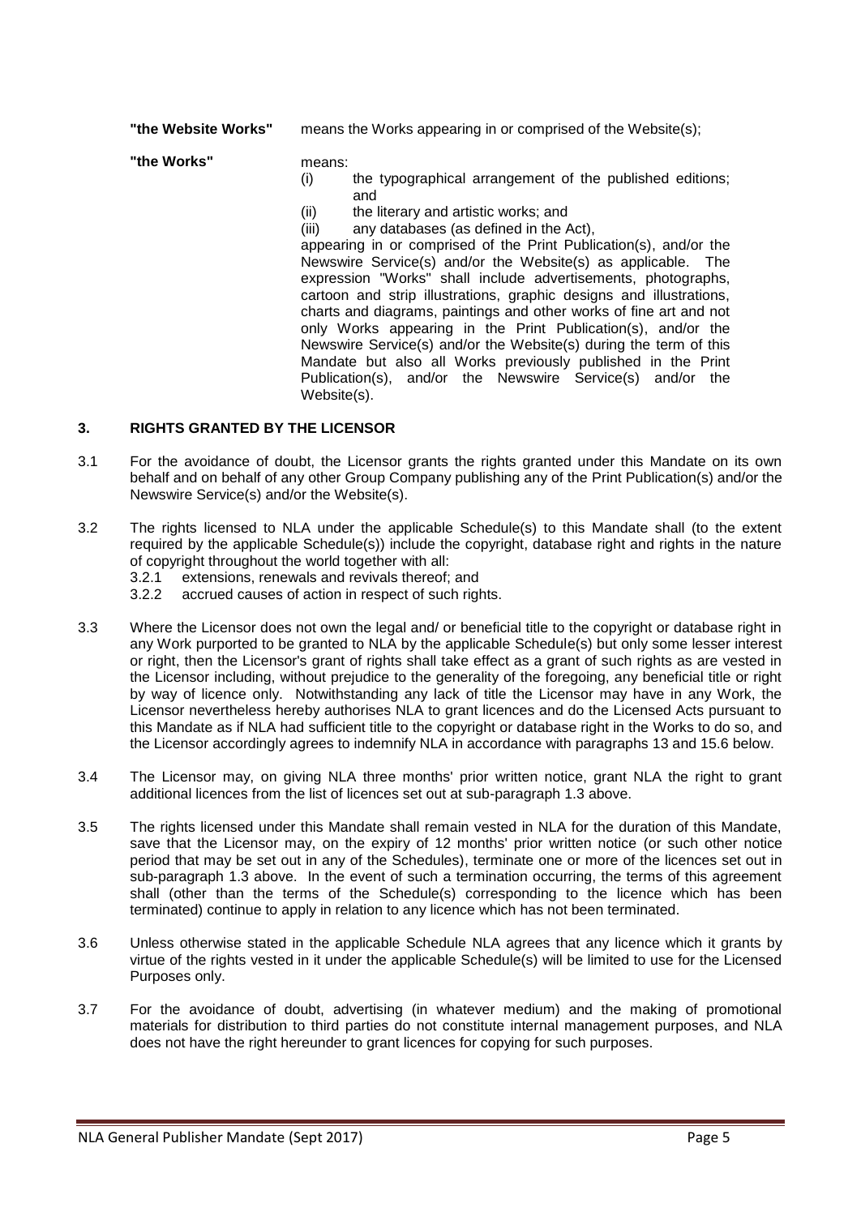**"the Website Works"** means the Works appearing in or comprised of the Website(s);

**"the Works"** means:

(i) the typographical arrangement of the published editions; and

(ii) the literary and artistic works; and

(iii) any databases (as defined in the Act),

appearing in or comprised of the Print Publication(s), and/or the Newswire Service(s) and/or the Website(s) as applicable. The expression "Works" shall include advertisements, photographs, cartoon and strip illustrations, graphic designs and illustrations, charts and diagrams, paintings and other works of fine art and not only Works appearing in the Print Publication(s), and/or the Newswire Service(s) and/or the Website(s) during the term of this Mandate but also all Works previously published in the Print Publication(s), and/or the Newswire Service(s) and/or the Website(s).

## 3. RIGHTS GRANTED BY THE LICENSOR

3.1 For the avoidance of doubt, the Licensor grants the rights granted under this Mandate on its own behalf and on behalf of any other Group Company publishing any of the Print Publication(s) and/or the Newswire Service(s) and/or the Website(s).

3.2 The rights licensed to NLA under the applicable Schedule(s) to this Mandate shall (to the extent required by the applicable Schedule(s)) include the copyright, database right and rights in the nature of copyright throughout the world together with all:

3.2.1 extensions, renewals and revivals thereof; and

3.2.2 accrued causes of action in respect of such rights.

3.3 Where the Licensor does not own the legal and/ or beneficial title to the copyright or database right in any Work purported to be granted to NLA by the applicable Schedule(s) but only some lesser interest or right, then the Licensor's grant of rights shall take effect as a grant of such rights as are vested in the Licensor including, without prejudice to the generality of the foregoing, any beneficial title or right by way of licence only. Notwithstanding any lack of title the Licensor may have in any Work, the Licensor nevertheless hereby authorises NLA to grant licences and do the Licensed Acts pursuant to this Mandate as if NLA had sufficient title to the copyright or database right in the Works to do so, and the Licensor accordingly agrees to indemnify NLA in accordance with paragraphs 13 and 15.6 below.

3.4 The Licensor may, on giving NLA three months' prior written notice, grant NLA the right to grant additional licences from the list of licences set out at sub-paragraph 1.3 above.

3.5 The rights licensed under this Mandate shall remain vested in NLA for the duration of this Mandate, save that the Licensor may, on the expiry of 12 months' prior written notice (or such other notice period that may be set out in any of the Schedules), terminate one or more of the licences set out in sub-paragraph 1.3 above. In the event of such a termination occurring, the terms of this agreement shall (other than the terms of the Schedule(s) corresponding to the licence which has been terminated) continue to apply in relation to any licence which has not been terminated.

3.6 Unless otherwise stated in the applicable Schedule NLA agrees that any licence which it grants by virtue of the rights vested in it under the applicable Schedule(s) will be limited to use for the Licensed Purposes only.

3.7 For the avoidance of doubt, advertising (in whatever medium) and the making of promotional materials for distribution to third parties do not constitute internal management purposes, and NLA does not have the right hereunder to grant licences for copying for such purposes.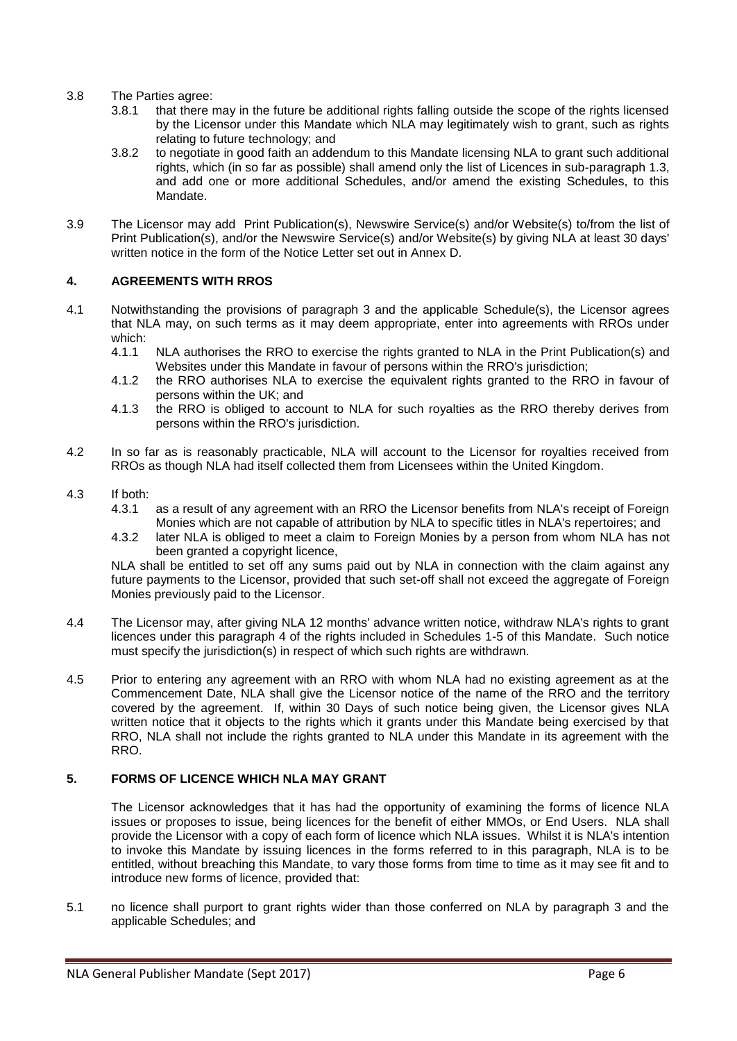3.8 The Parties agree:

3.8.1 that there may in the future be additional rights falling outside the scope of the rights licensed by the Licensor under this Mandate which NLA may legitimately wish to grant, such as rights relating to future technology; and

3.8.2 to negotiate in good faith an addendum to this Mandate licensing NLA to grant such additional rights, which (in so far as possible) shall amend only the list of Licences in sub-paragraph 1.3, and add one or more additional Schedules, and/or amend the existing Schedules, to this Mandate.

3.9 The Licensor may add Print Publication(s), Newswire Service(s) and/or Website(s) to/from the list of Print Publication(s), and/or the Newswire Service(s) and/or Website(s) by giving NLA at least 30 days' written notice in the form of the Notice Letter set out in Annex D.

## 4. AGREEMENTS WITH RROS

4.1 Notwithstanding the provisions of paragraph 3 and the applicable Schedule(s), the Licensor agrees that NLA may, on such terms as it may deem appropriate, enter into agreements with RROs under which:

4.1.1 NLA authorises the RRO to exercise the rights granted to NLA in the Print Publication(s) and Websites under this Mandate in favour of persons within the RRO's jurisdiction;

4.1.2 the RRO authorises NLA to exercise the equivalent rights granted to the RRO in favour of persons within the UK; and

4.1.3 the RRO is obliged to account to NLA for such royalties as the RRO thereby derives from persons within the RRO's jurisdiction.

4.2 In so far as is reasonably practicable, NLA will account to the Licensor for royalties received from RROs as though NLA had itself collected them from Licensees within the United Kingdom.

4.3 If both:

4.3.1 as a result of any agreement with an RRO the Licensor benefits from NLA's receipt of Foreign Monies which are not capable of attribution by NLA to specific titles in NLA's repertoires; and

4.3.2 later NLA is obliged to meet a claim to Foreign Monies by a person from whom NLA has not been granted a copyright licence,

NLA shall be entitled to set off any sums paid out by NLA in connection with the claim against any future payments to the Licensor, provided that such set-off shall not exceed the aggregate of Foreign Monies previously paid to the Licensor.

4.4 The Licensor may, after giving NLA 12 months' advance written notice, withdraw NLA's rights to grant licences under this paragraph 4 of the rights included in Schedules 1-5 of this Mandate. Such notice must specify the jurisdiction(s) in respect of which such rights are withdrawn.

4.5 Prior to entering any agreement with an RRO with whom NLA had no existing agreement as at the Commencement Date, NLA shall give the Licensor notice of the name of the RRO and the territory covered by the agreement. If, within 30 Days of such notice being given, the Licensor gives NLA written notice that it objects to the rights which it grants under this Mandate being exercised by that RRO, NLA shall not include the rights granted to NLA under this Mandate in its agreement with the RRO.

## 5. FORMS OF LICENCE WHICH NLA MAY GRANT

The Licensor acknowledges that it has had the opportunity of examining the forms of licence NLA issues or proposes to issue, being licences for the benefit of either MMOs, or End Users. NLA shall provide the Licensor with a copy of each form of licence which NLA issues. Whilst it is NLA's intention to invoke this Mandate by issuing licences in the forms referred to in this paragraph, NLA is to be entitled, without breaching this Mandate, to vary those forms from time to time as it may see fit and to introduce new forms of licence, provided that:

5.1 no licence shall purport to grant rights wider than those conferred on NLA by paragraph 3 and the applicable Schedules; and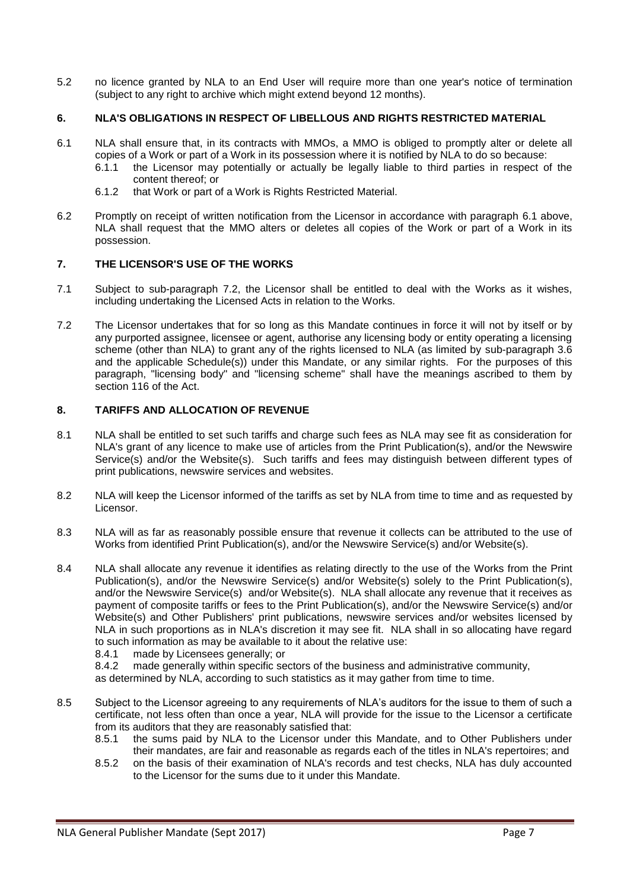5.2 no licence granted by NLA to an End User will require more than one year's notice of termination (subject to any right to archive which might extend beyond 12 months).

## 6. NLA'S OBLIGATIONS IN RESPECT OF LIBELLOUS AND RIGHTS RESTRICTED MATERIAL

6.1 NLA shall ensure that, in its contracts with MMOs, a MMO is obliged to promptly alter or delete all copies of a Work or part of a Work in its possession where it is notified by NLA to do so because:

6.1.1 the Licensor may potentially or actually be legally liable to third parties in respect of the content thereof; or

6.1.2 that Work or part of a Work is Rights Restricted Material.

6.2 Promptly on receipt of written notification from the Licensor in accordance with paragraph 6.1 above, NLA shall request that the MMO alters or deletes all copies of the Work or part of a Work in its possession.

## 7. THE LICENSOR'S USE OF THE WORKS

7.1 Subject to sub-paragraph 7.2, the Licensor shall be entitled to deal with the Works as it wishes, including undertaking the Licensed Acts in relation to the Works.

7.2 The Licensor undertakes that for so long as this Mandate continues in force it will not by itself or by any purported assignee, licensee or agent, authorise any licensing body or entity operating a licensing scheme (other than NLA) to grant any of the rights licensed to NLA (as limited by sub-paragraph 3.6 and the applicable Schedule(s)) under this Mandate, or any similar rights. For the purposes of this paragraph, "licensing body" and "licensing scheme" shall have the meanings ascribed to them by section 116 of the Act.

## 8. TARIFFS AND ALLOCATION OF REVENUE

8.1 NLA shall be entitled to set such tariffs and charge such fees as NLA may see fit as consideration for NLA's grant of any licence to make use of articles from the Print Publication(s), and/or the Newswire Service(s) and/or the Website(s). Such tariffs and fees may distinguish between different types of print publications, newswire services and websites.

8.2 NLA will keep the Licensor informed of the tariffs as set by NLA from time to time and as requested by Licensor.

8.3 NLA will as far as reasonably possible ensure that revenue it collects can be attributed to the use of Works from identified Print Publication(s), and/or the Newswire Service(s) and/or Website(s).

8.4 NLA shall allocate any revenue it identifies as relating directly to the use of the Works from the Print Publication(s), and/or the Newswire Service(s) and/or Website(s) solely to the Print Publication(s), and/or the Newswire Service(s) and/or Website(s). NLA shall allocate any revenue that it receives as payment of composite tariffs or fees to the Print Publication(s), and/or the Newswire Service(s) and/or Website(s) and Other Publishers' print publications, newswire services and/or websites licensed by NLA in such proportions as in NLA's discretion it may see fit. NLA shall in so allocating have regard to such information as may be available to it about the relative use:

8.4.1 made by Licensees generally; or

8.4.2 made generally within specific sectors of the business and administrative community,

as determined by NLA, according to such statistics as it may gather from time to time.

8.5 Subject to the Licensor agreeing to any requirements of NLA's auditors for the issue to them of such a certificate, not less often than once a year, NLA will provide for the issue to the Licensor a certificate from its auditors that they are reasonably satisfied that:

8.5.1 the sums paid by NLA to the Licensor under this Mandate, and to Other Publishers under their mandates, are fair and reasonable as regards each of the titles in NLA's repertoires; and

8.5.2 on the basis of their examination of NLA's records and test checks, NLA has duly accounted to the Licensor for the sums due to it under this Mandate.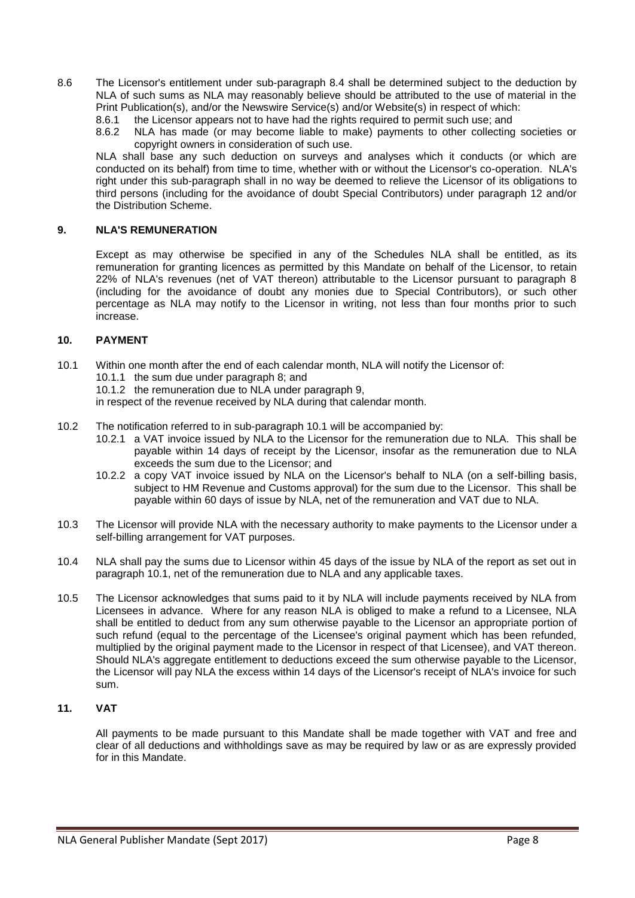8.6 The Licensor's entitlement under sub-paragraph 8.4 shall be determined subject to the deduction by NLA of such sums as NLA may reasonably believe should be attributed to the use of material in the Print Publication(s), and/or the Newswire Service(s) and/or Website(s) in respect of which:

8.6.1 the Licensor appears not to have had the rights required to permit such use; and

8.6.2 NLA has made (or may become liable to make) payments to other collecting societies or copyright owners in consideration of such use.

NLA shall base any such deduction on surveys and analyses which it conducts (or which are conducted on its behalf) from time to time, whether with or without the Licensor's co-operation. NLA's right under this sub-paragraph shall in no way be deemed to relieve the Licensor of its obligations to third persons (including for the avoidance of doubt Special Contributors) under paragraph 12 and/or the Distribution Scheme.

## 9. NLA'S REMUNERATION

Except as may otherwise be specified in any of the Schedules NLA shall be entitled, as its remuneration for granting licences as permitted by this Mandate on behalf of the Licensor, to retain 22% of NLA's revenues (net of VAT thereon) attributable to the Licensor pursuant to paragraph 8 (including for the avoidance of doubt any monies due to Special Contributors), or such other percentage as NLA may notify to the Licensor in writing, not less than four months prior to such increase.

## 10. PAYMENT

10.1 Within one month after the end of each calendar month, NLA will notify the Licensor of:

10.1.1 the sum due under paragraph 8; and

10.1.2 the remuneration due to NLA under paragraph 9,

in respect of the revenue received by NLA during that calendar month.

10.2 The notification referred to in sub-paragraph 10.1 will be accompanied by:

10.2.1 a VAT invoice issued by NLA to the Licensor for the remuneration due to NLA. This shall be payable within 14 days of receipt by the Licensor, insofar as the remuneration due to NLA exceeds the sum due to the Licensor; and

10.2.2 a copy VAT invoice issued by NLA on the Licensor's behalf to NLA (on a self-billing basis, subject to HM Revenue and Customs approval) for the sum due to the Licensor. This shall be payable within 60 days of issue by NLA, net of the remuneration and VAT due to NLA.

10.3 The Licensor will provide NLA with the necessary authority to make payments to the Licensor under a self-billing arrangement for VAT purposes.

10.4 NLA shall pay the sums due to Licensor within 45 days of the issue by NLA of the report as set out in paragraph 10.1, net of the remuneration due to NLA and any applicable taxes.

10.5 The Licensor acknowledges that sums paid to it by NLA will include payments received by NLA from Licensees in advance. Where for any reason NLA is obliged to make a refund to a Licensee, NLA shall be entitled to deduct from any sum otherwise payable to the Licensor an appropriate portion of such refund (equal to the percentage of the Licensee's original payment which has been refunded, multiplied by the original payment made to the Licensor in respect of that Licensee), and VAT thereon. Should NLA's aggregate entitlement to deductions exceed the sum otherwise payable to the Licensor, the Licensor will pay NLA the excess within 14 days of the Licensor's receipt of NLA's invoice for such sum.

## 11. VAT

All payments to be made pursuant to this Mandate shall be made together with VAT and free and clear of all deductions and withholdings save as may be required by law or as are expressly provided for in this Mandate.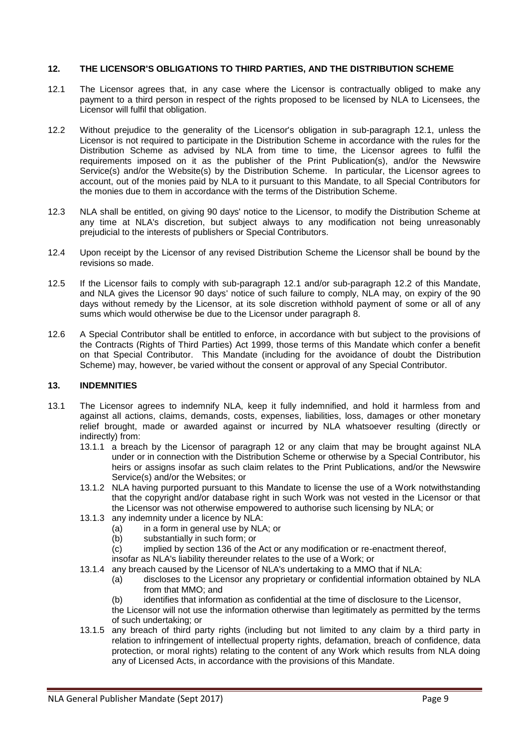## 12. THE LICENSOR'S OBLIGATIONS TO THIRD PARTIES, AND THE DISTRIBUTION SCHEME

12.1 The Licensor agrees that, in any case where the Licensor is contractually obliged to make any payment to a third person in respect of the rights proposed to be licensed by NLA to Licensees, the Licensor will fulfil that obligation.

12.2 Without prejudice to the generality of the Licensor's obligation in sub-paragraph 12.1, unless the Licensor is not required to participate in the Distribution Scheme in accordance with the rules for the Distribution Scheme as advised by NLA from time to time, the Licensor agrees to fulfil the requirements imposed on it as the publisher of the Print Publication(s), and/or the Newswire Service(s) and/or the Website(s) by the Distribution Scheme. In particular, the Licensor agrees to account, out of the monies paid by NLA to it pursuant to this Mandate, to all Special Contributors for the monies due to them in accordance with the terms of the Distribution Scheme.

12.3 NLA shall be entitled, on giving 90 days' notice to the Licensor, to modify the Distribution Scheme at any time at NLA's discretion, but subject always to any modification not being unreasonably prejudicial to the interests of publishers or Special Contributors.

12.4 Upon receipt by the Licensor of any revised Distribution Scheme the Licensor shall be bound by the revisions so made.

12.5 If the Licensor fails to comply with sub-paragraph 12.1 and/or sub-paragraph 12.2 of this Mandate, and NLA gives the Licensor 90 days' notice of such failure to comply, NLA may, on expiry of the 90 days without remedy by the Licensor, at its sole discretion withhold payment of some or all of any sums which would otherwise be due to the Licensor under paragraph 8.

12.6 A Special Contributor shall be entitled to enforce, in accordance with but subject to the provisions of the Contracts (Rights of Third Parties) Act 1999, those terms of this Mandate which confer a benefit on that Special Contributor. This Mandate (including for the avoidance of doubt the Distribution Scheme) may, however, be varied without the consent or approval of any Special Contributor.

## 13. INDEMNITIES

13.1 The Licensor agrees to indemnify NLA, keep it fully indemnified, and hold it harmless from and against all actions, claims, demands, costs, expenses, liabilities, loss, damages or other monetary relief brought, made or awarded against or incurred by NLA whatsoever resulting (directly or indirectly) from:

13.1.1 a breach by the Licensor of paragraph 12 or any claim that may be brought against NLA under or in connection with the Distribution Scheme or otherwise by a Special Contributor, his heirs or assigns insofar as such claim relates to the Print Publications, and/or the Newswire Service(s) and/or the Websites; or

13.1.2 NLA having purported pursuant to this Mandate to license the use of a Work notwithstanding that the copyright and/or database right in such Work was not vested in the Licensor or that the Licensor was not otherwise empowered to authorise such licensing by NLA; or

13.1.3 any indemnity under a licence by NLA:

(a) in a form in general use by NLA; or

(b) substantially in such form; or

(c) implied by section 136 of the Act or any modification or re-enactment thereof,

insofar as NLA's liability thereunder relates to the use of a Work; or

13.1.4 any breach caused by the Licensor of NLA's undertaking to a MMO that if NLA:

(a) discloses to the Licensor any proprietary or confidential information obtained by NLA from that MMO; and

(b) identifies that information as confidential at the time of disclosure to the Licensor,

the Licensor will not use the information otherwise than legitimately as permitted by the terms of such undertaking; or

13.1.5 any breach of third party rights (including but not limited to any claim by a third party in relation to infringement of intellectual property rights, defamation, breach of confidence, data protection, or moral rights) relating to the content of any Work which results from NLA doing any of Licensed Acts, in accordance with the provisions of this Mandate.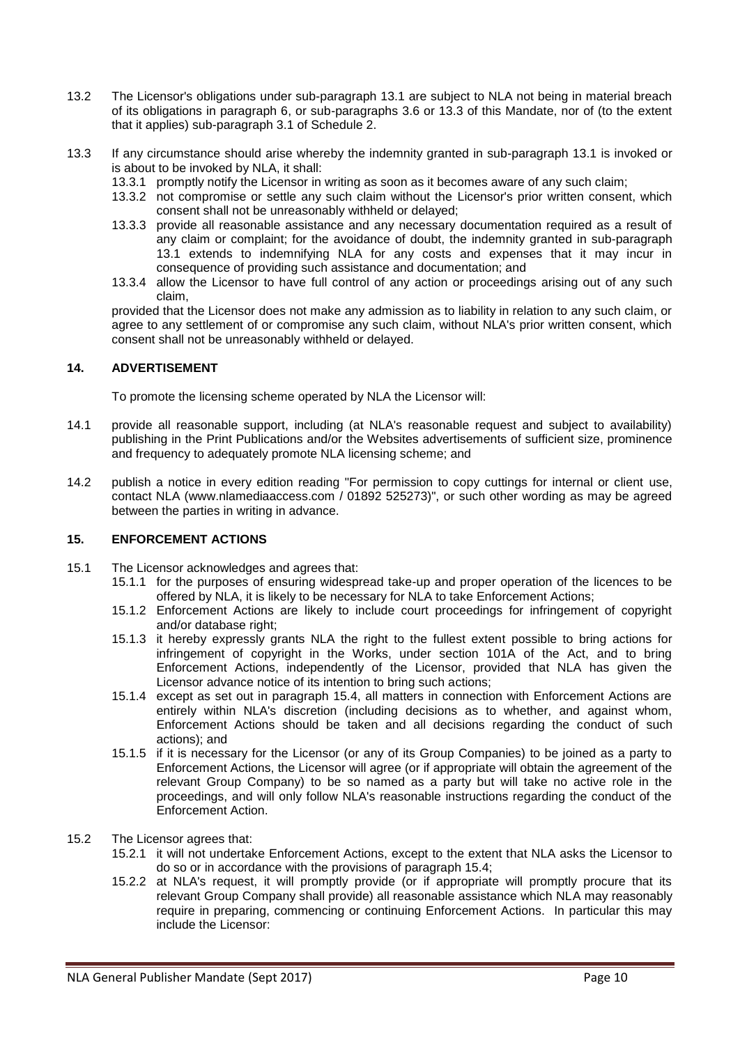13.2 The Licensor's obligations under sub-paragraph 13.1 are subject to NLA not being in material breach of its obligations in paragraph 6, or sub-paragraphs 3.6 or 13.3 of this Mandate, nor of (to the extent that it applies) sub-paragraph 3.1 of Schedule 2.

13.3 If any circumstance should arise whereby the indemnity granted in sub-paragraph 13.1 is invoked or is about to be invoked by NLA, it shall:

13.3.1 promptly notify the Licensor in writing as soon as it becomes aware of any such claim;

13.3.2 not compromise or settle any such claim without the Licensor's prior written consent, which consent shall not be unreasonably withheld or delayed;

13.3.3 provide all reasonable assistance and any necessary documentation required as a result of any claim or complaint; for the avoidance of doubt, the indemnity granted in sub-paragraph 13.1 extends to indemnifying NLA for any costs and expenses that it may incur in consequence of providing such assistance and documentation; and

13.3.4 allow the Licensor to have full control of any action or proceedings arising out of any such claim,

provided that the Licensor does not make any admission as to liability in relation to any such claim, or agree to any settlement of or compromise any such claim, without NLA's prior written consent, which consent shall not be unreasonably withheld or delayed.

## 14. ADVERTISEMENT

To promote the licensing scheme operated by NLA the Licensor will:

14.1 provide all reasonable support, including (at NLA's reasonable request and subject to availability) publishing in the Print Publications and/or the Websites advertisements of sufficient size, prominence and frequency to adequately promote NLA licensing scheme; and

14.2 publish a notice in every edition reading "For permission to copy cuttings for internal or client use, contact NLA (www.nlamediaaccess.com / 01892 525273)", or such other wording as may be agreed between the parties in writing in advance.

## 15. ENFORCEMENT ACTIONS

15.1 The Licensor acknowledges and agrees that:

15.1.1 for the purposes of ensuring widespread take-up and proper operation of the licences to be offered by NLA, it is likely to be necessary for NLA to take Enforcement Actions;

15.1.2 Enforcement Actions are likely to include court proceedings for infringement of copyright and/or database right;

15.1.3 it hereby expressly grants NLA the right to the fullest extent possible to bring actions for infringement of copyright in the Works, under section 101A of the Act, and to bring Enforcement Actions, independently of the Licensor, provided that NLA has given the Licensor advance notice of its intention to bring such actions;

15.1.4 except as set out in paragraph 15.4, all matters in connection with Enforcement Actions are entirely within NLA's discretion (including decisions as to whether, and against whom, Enforcement Actions should be taken and all decisions regarding the conduct of such actions); and

15.1.5 if it is necessary for the Licensor (or any of its Group Companies) to be joined as a party to Enforcement Actions, the Licensor will agree (or if appropriate will obtain the agreement of the relevant Group Company) to be so named as a party but will take no active role in the proceedings, and will only follow NLA's reasonable instructions regarding the conduct of the Enforcement Action.

15.2 The Licensor agrees that:

15.2.1 it will not undertake Enforcement Actions, except to the extent that NLA asks the Licensor to do so or in accordance with the provisions of paragraph 15.4;

15.2.2 at NLA's request, it will promptly provide (or if appropriate will promptly procure that its relevant Group Company shall provide) all reasonable assistance which NLA may reasonably require in preparing, commencing or continuing Enforcement Actions. In particular this may include the Licensor: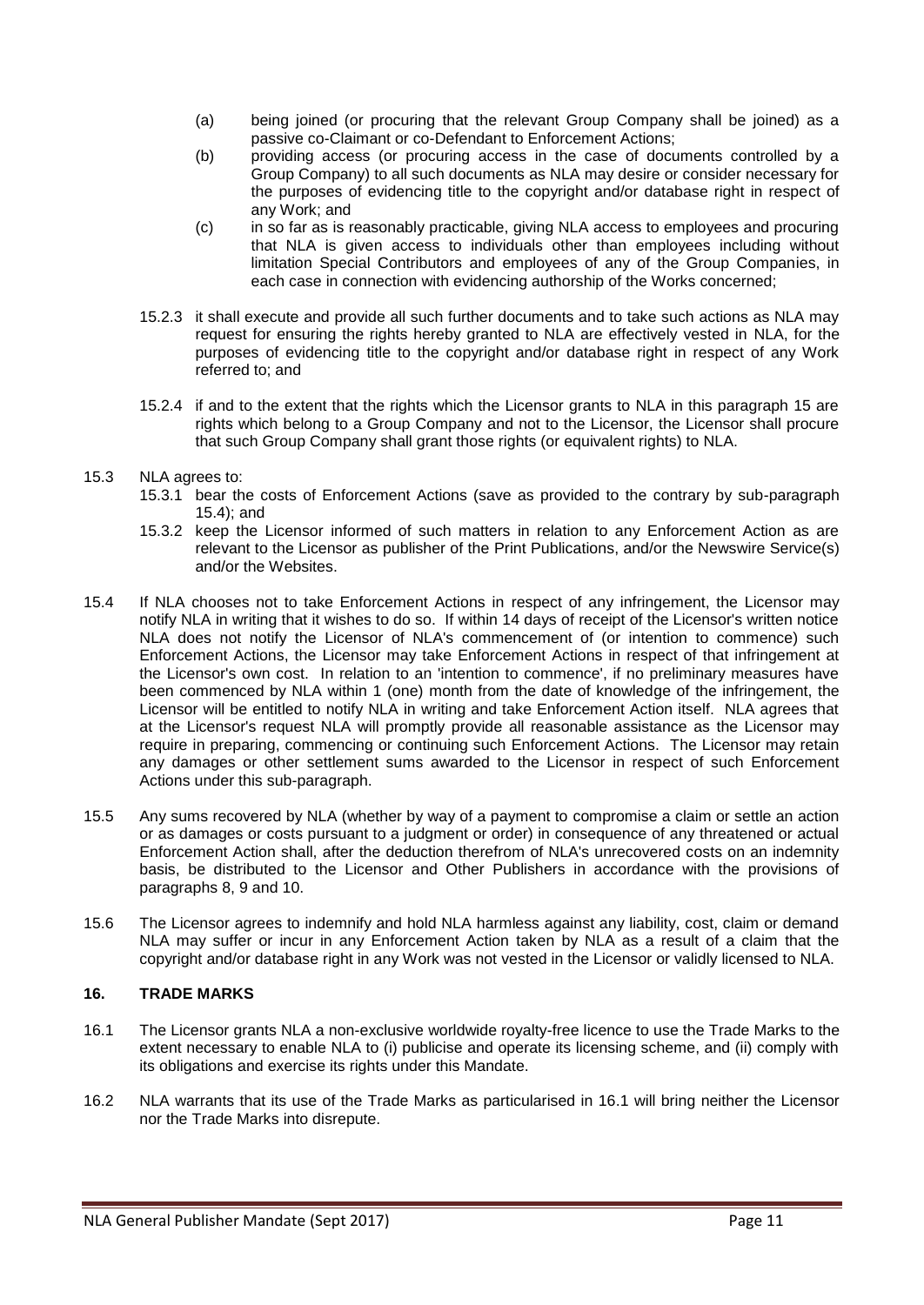(a) being joined (or procuring that the relevant Group Company shall be joined) as a passive co-Claimant or co-Defendant to Enforcement Actions;

(b) providing access (or procuring access in the case of documents controlled by a Group Company) to all such documents as NLA may desire or consider necessary for the purposes of evidencing title to the copyright and/or database right in respect of any Work; and

(c) in so far as is reasonably practicable, giving NLA access to employees and procuring that NLA is given access to individuals other than employees including without limitation Special Contributors and employees of any of the Group Companies, in each case in connection with evidencing authorship of the Works concerned;

15.2.3 it shall execute and provide all such further documents and to take such actions as NLA may request for ensuring the rights hereby granted to NLA are effectively vested in NLA, for the purposes of evidencing title to the copyright and/or database right in respect of any Work referred to; and

15.2.4 if and to the extent that the rights which the Licensor grants to NLA in this paragraph 15 are rights which belong to a Group Company and not to the Licensor, the Licensor shall procure that such Group Company shall grant those rights (or equivalent rights) to NLA.

15.3 NLA agrees to:

15.3.1 bear the costs of Enforcement Actions (save as provided to the contrary by sub-paragraph 15.4); and

15.3.2 keep the Licensor informed of such matters in relation to any Enforcement Action as are relevant to the Licensor as publisher of the Print Publications, and/or the Newswire Service(s) and/or the Websites.

15.4 If NLA chooses not to take Enforcement Actions in respect of any infringement, the Licensor may notify NLA in writing that it wishes to do so. If within 14 days of receipt of the Licensor's written notice NLA does not notify the Licensor of NLA's commencement of (or intention to commence) such Enforcement Actions, the Licensor may take Enforcement Actions in respect of that infringement at the Licensor's own cost. In relation to an 'intention to commence', if no preliminary measures have been commenced by NLA within 1 (one) month from the date of knowledge of the infringement, the Licensor will be entitled to notify NLA in writing and take Enforcement Action itself. NLA agrees that at the Licensor's request NLA will promptly provide all reasonable assistance as the Licensor may require in preparing, commencing or continuing such Enforcement Actions. The Licensor may retain any damages or other settlement sums awarded to the Licensor in respect of such Enforcement Actions under this sub-paragraph.

15.5 Any sums recovered by NLA (whether by way of a payment to compromise a claim or settle an action or as damages or costs pursuant to a judgment or order) in consequence of any threatened or actual Enforcement Action shall, after the deduction therefrom of NLA's unrecovered costs on an indemnity basis, be distributed to the Licensor and Other Publishers in accordance with the provisions of paragraphs 8, 9 and 10.

15.6 The Licensor agrees to indemnify and hold NLA harmless against any liability, cost, claim or demand NLA may suffer or incur in any Enforcement Action taken by NLA as a result of a claim that the copyright and/or database right in any Work was not vested in the Licensor or validly licensed to NLA.

## 16. TRADE MARKS

16.1 The Licensor grants NLA a non-exclusive worldwide royalty-free licence to use the Trade Marks to the extent necessary to enable NLA to (i) publicise and operate its licensing scheme, and (ii) comply with its obligations and exercise its rights under this Mandate.

16.2 NLA warrants that its use of the Trade Marks as particularised in 16.1 will bring neither the Licensor nor the Trade Marks into disrepute.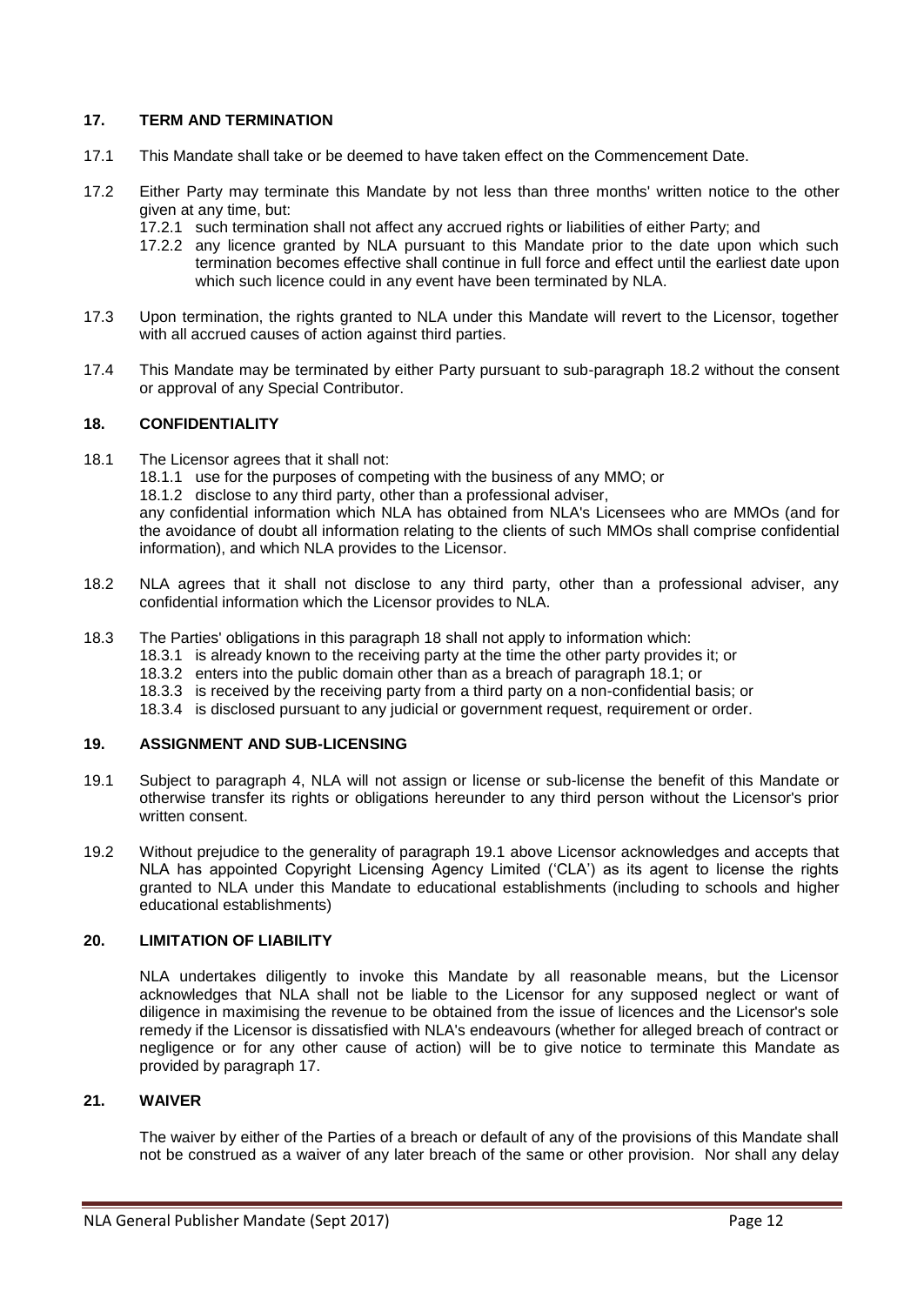## 17. TERM AND TERMINATION

17.1 This Mandate shall take or be deemed to have taken effect on the Commencement Date.

17.2 Either Party may terminate this Mandate by not less than three months' written notice to the other given at any time, but:

17.2.1 such termination shall not affect any accrued rights or liabilities of either Party; and

17.2.2 any licence granted by NLA pursuant to this Mandate prior to the date upon which such termination becomes effective shall continue in full force and effect until the earliest date upon which such licence could in any event have been terminated by NLA.

17.3 Upon termination, the rights granted to NLA under this Mandate will revert to the Licensor, together with all accrued causes of action against third parties.

17.4 This Mandate may be terminated by either Party pursuant to sub-paragraph 18.2 without the consent or approval of any Special Contributor.

## 18. CONFIDENTIALITY

18.1 The Licensor agrees that it shall not:

18.1.1 use for the purposes of competing with the business of any MMO; or

18.1.2 disclose to any third party, other than a professional adviser,

any confidential information which NLA has obtained from NLA's Licensees who are MMOs (and for the avoidance of doubt all information relating to the clients of such MMOs shall comprise confidential information), and which NLA provides to the Licensor.

18.2 NLA agrees that it shall not disclose to any third party, other than a professional adviser, any confidential information which the Licensor provides to NLA.

18.3 The Parties' obligations in this paragraph 18 shall not apply to information which:

18.3.1 is already known to the receiving party at the time the other party provides it; or

18.3.2 enters into the public domain other than as a breach of paragraph 18.1; or

18.3.3 is received by the receiving party from a third party on a non-confidential basis; or

18.3.4 is disclosed pursuant to any judicial or government request, requirement or order.

## 19. ASSIGNMENT AND SUB-LICENSING

19.1 Subject to paragraph 4, NLA will not assign or license or sub-license the benefit of this Mandate or otherwise transfer its rights or obligations hereunder to any third person without the Licensor's prior written consent.

19.2 Without prejudice to the generality of paragraph 19.1 above Licensor acknowledges and accepts that NLA has appointed Copyright Licensing Agency Limited ('CLA') as its agent to license the rights granted to NLA under this Mandate to educational establishments (including to schools and higher educational establishments)

## 20. LIMITATION OF LIABILITY

NLA undertakes diligently to invoke this Mandate by all reasonable means, but the Licensor acknowledges that NLA shall not be liable to the Licensor for any supposed neglect or want of diligence in maximising the revenue to be obtained from the issue of licences and the Licensor's sole remedy if the Licensor is dissatisfied with NLA's endeavours (whether for alleged breach of contract or negligence or for any other cause of action) will be to give notice to terminate this Mandate as provided by paragraph 17.

## 21. WAIVER

The waiver by either of the Parties of a breach or default of any of the provisions of this Mandate shall not be construed as a waiver of any later breach of the same or other provision. Nor shall any delay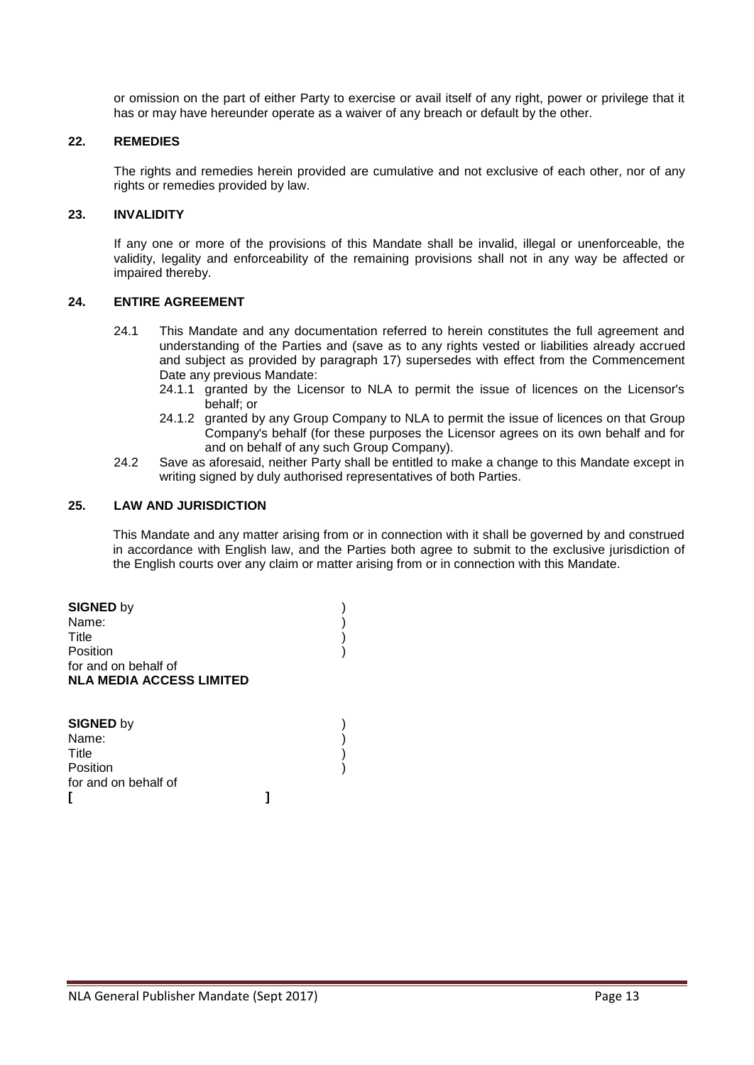or omission on the part of either Party to exercise or avail itself of any right, power or privilege that it has or may have hereunder operate as a waiver of any breach or default by the other.

## 22. REMEDIES

The rights and remedies herein provided are cumulative and not exclusive of each other, nor of any rights or remedies provided by law.

## 23. INVALIDITY

If any one or more of the provisions of this Mandate shall be invalid, illegal or unenforceable, the validity, legality and enforceability of the remaining provisions shall not in any way be affected or impaired thereby.

## 24. ENTIRE AGREEMENT

24.1 This Mandate and any documentation referred to herein constitutes the full agreement and understanding of the Parties and (save as to any rights vested or liabilities already accrued and subject as provided by paragraph 17) supersedes with effect from the Commencement Date any previous Mandate:

24.1.1 granted by the Licensor to NLA to permit the issue of licences on the Licensor's behalf; or

24.1.2 granted by any Group Company to NLA to permit the issue of licences on that Group Company's behalf (for these purposes the Licensor agrees on its own behalf and for and on behalf of any such Group Company).

24.2 Save as aforesaid, neither Party shall be entitled to make a change to this Mandate except in writing signed by duly authorised representatives of both Parties.

## 25. LAW AND JURISDICTION

This Mandate and any matter arising from or in connection with it shall be governed by and construed in accordance with English law, and the Parties both agree to submit to the exclusive jurisdiction of the English courts over any claim or matter arising from or in connection with this Mandate.

**SIGNED** by )
Name: )
Title )
Position )
for and on behalf of
**NLA MEDIA ACCESS LIMITED**

**SIGNED** by )
Name: )
Title )
Position )
for and on behalf of
**[ ]**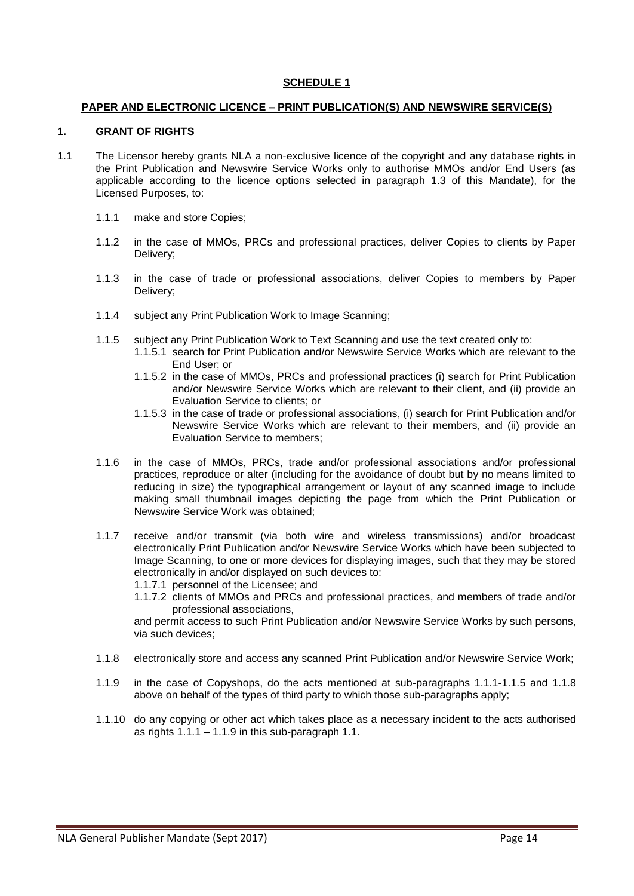## SCHEDULE 1

### PAPER AND ELECTRONIC LICENCE – PRINT PUBLICATION(S) AND NEWSWIRE SERVICE(S)

### 1. GRANT OF RIGHTS

1.1 The Licensor hereby grants NLA a non-exclusive licence of the copyright and any database rights in the Print Publication and Newswire Service Works only to authorise MMOs and/or End Users (as applicable according to the licence options selected in paragraph 1.3 of this Mandate), for the Licensed Purposes, to:

1.1.1 make and store Copies;

1.1.2 in the case of MMOs, PRCs and professional practices, deliver Copies to clients by Paper Delivery;

1.1.3 in the case of trade or professional associations, deliver Copies to members by Paper Delivery;

1.1.4 subject any Print Publication Work to Image Scanning;

1.1.5 subject any Print Publication Work to Text Scanning and use the text created only to:

1.1.5.1 search for Print Publication and/or Newswire Service Works which are relevant to the End User; or

1.1.5.2 in the case of MMOs, PRCs and professional practices (i) search for Print Publication and/or Newswire Service Works which are relevant to their client, and (ii) provide an Evaluation Service to clients; or

1.1.5.3 in the case of trade or professional associations, (i) search for Print Publication and/or Newswire Service Works which are relevant to their members, and (ii) provide an Evaluation Service to members;

1.1.6 in the case of MMOs, PRCs, trade and/or professional associations and/or professional practices, reproduce or alter (including for the avoidance of doubt but by no means limited to reducing in size) the typographical arrangement or layout of any scanned image to include making small thumbnail images depicting the page from which the Print Publication or Newswire Service Work was obtained;

1.1.7 receive and/or transmit (via both wire and wireless transmissions) and/or broadcast electronically Print Publication and/or Newswire Service Works which have been subjected to Image Scanning, to one or more devices for displaying images, such that they may be stored electronically in and/or displayed on such devices to:

1.1.7.1 personnel of the Licensee; and

1.1.7.2 clients of MMOs and PRCs and professional practices, and members of trade and/or professional associations,

and permit access to such Print Publication and/or Newswire Service Works by such persons, via such devices;

1.1.8 electronically store and access any scanned Print Publication and/or Newswire Service Work;

1.1.9 in the case of Copyshops, do the acts mentioned at sub-paragraphs 1.1.1-1.1.5 and 1.1.8 above on behalf of the types of third party to which those sub-paragraphs apply;

1.1.10 do any copying or other act which takes place as a necessary incident to the acts authorised as rights 1.1.1 – 1.1.9 in this sub-paragraph 1.1.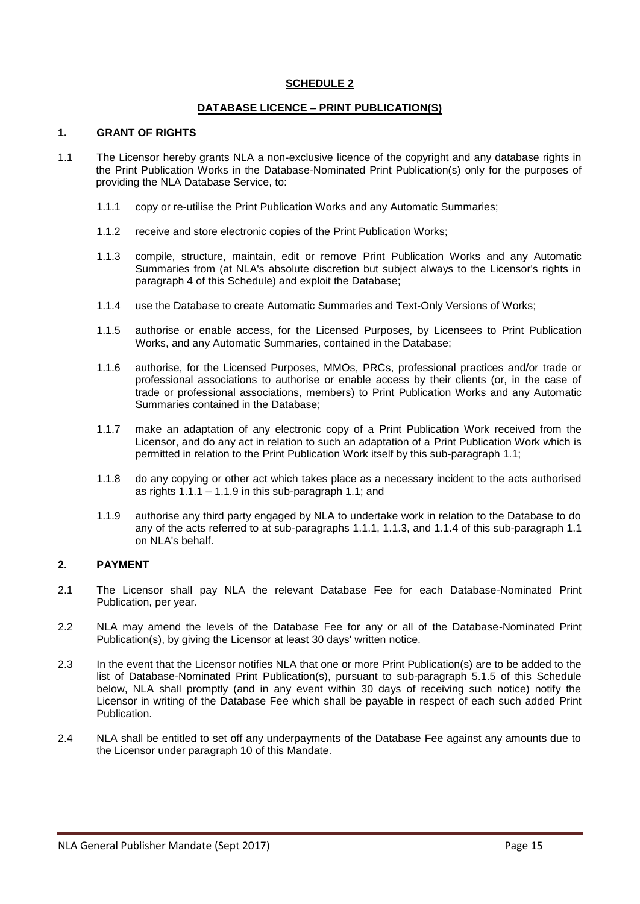## SCHEDULE 2

## DATABASE LICENCE – PRINT PUBLICATION(S)

### 1. GRANT OF RIGHTS

1.1 The Licensor hereby grants NLA a non-exclusive licence of the copyright and any database rights in the Print Publication Works in the Database-Nominated Print Publication(s) only for the purposes of providing the NLA Database Service, to:

1.1.1 copy or re-utilise the Print Publication Works and any Automatic Summaries;

1.1.2 receive and store electronic copies of the Print Publication Works;

1.1.3 compile, structure, maintain, edit or remove Print Publication Works and any Automatic Summaries from (at NLA's absolute discretion but subject always to the Licensor's rights in paragraph 4 of this Schedule) and exploit the Database;

1.1.4 use the Database to create Automatic Summaries and Text-Only Versions of Works;

1.1.5 authorise or enable access, for the Licensed Purposes, by Licensees to Print Publication Works, and any Automatic Summaries, contained in the Database;

1.1.6 authorise, for the Licensed Purposes, MMOs, PRCs, professional practices and/or trade or professional associations to authorise or enable access by their clients (or, in the case of trade or professional associations, members) to Print Publication Works and any Automatic Summaries contained in the Database;

1.1.7 make an adaptation of any electronic copy of a Print Publication Work received from the Licensor, and do any act in relation to such an adaptation of a Print Publication Work which is permitted in relation to the Print Publication Work itself by this sub-paragraph 1.1;

1.1.8 do any copying or other act which takes place as a necessary incident to the acts authorised as rights 1.1.1 – 1.1.9 in this sub-paragraph 1.1; and

1.1.9 authorise any third party engaged by NLA to undertake work in relation to the Database to do any of the acts referred to at sub-paragraphs 1.1.1, 1.1.3, and 1.1.4 of this sub-paragraph 1.1 on NLA's behalf.

### 2. PAYMENT

2.1 The Licensor shall pay NLA the relevant Database Fee for each Database-Nominated Print Publication, per year.

2.2 NLA may amend the levels of the Database Fee for any or all of the Database-Nominated Print Publication(s), by giving the Licensor at least 30 days' written notice.

2.3 In the event that the Licensor notifies NLA that one or more Print Publication(s) are to be added to the list of Database-Nominated Print Publication(s), pursuant to sub-paragraph 5.1.5 of this Schedule below, NLA shall promptly (and in any event within 30 days of receiving such notice) notify the Licensor in writing of the Database Fee which shall be payable in respect of each such added Print Publication.

2.4 NLA shall be entitled to set off any underpayments of the Database Fee against any amounts due to the Licensor under paragraph 10 of this Mandate.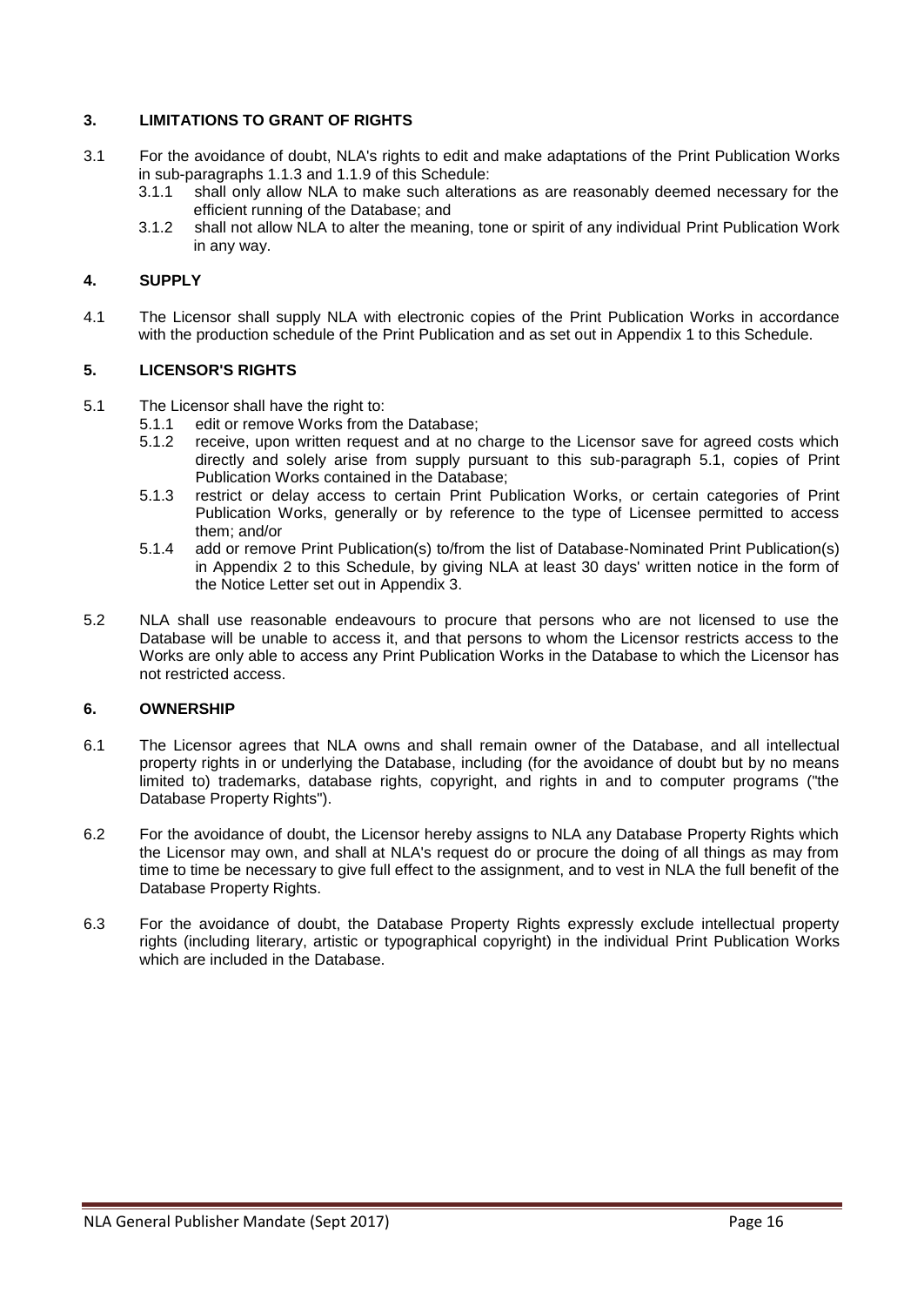### 3. LIMITATIONS TO GRANT OF RIGHTS

3.1 For the avoidance of doubt, NLA's rights to edit and make adaptations of the Print Publication Works in sub-paragraphs 1.1.3 and 1.1.9 of this Schedule:

- 3.1.1 shall only allow NLA to make such alterations as are reasonably deemed necessary for the efficient running of the Database; and
- 3.1.2 shall not allow NLA to alter the meaning, tone or spirit of any individual Print Publication Work in any way.

### 4. SUPPLY

4.1 The Licensor shall supply NLA with electronic copies of the Print Publication Works in accordance with the production schedule of the Print Publication and as set out in Appendix 1 to this Schedule.

### 5. LICENSOR'S RIGHTS

5.1 The Licensor shall have the right to:

- 5.1.1 edit or remove Works from the Database;
- 5.1.2 receive, upon written request and at no charge to the Licensor save for agreed costs which directly and solely arise from supply pursuant to this sub-paragraph 5.1, copies of Print Publication Works contained in the Database;
- 5.1.3 restrict or delay access to certain Print Publication Works, or certain categories of Print Publication Works, generally or by reference to the type of Licensee permitted to access them; and/or
- 5.1.4 add or remove Print Publication(s) to/from the list of Database-Nominated Print Publication(s) in Appendix 2 to this Schedule, by giving NLA at least 30 days' written notice in the form of the Notice Letter set out in Appendix 3.

5.2 NLA shall use reasonable endeavours to procure that persons who are not licensed to use the Database will be unable to access it, and that persons to whom the Licensor restricts access to the Works are only able to access any Print Publication Works in the Database to which the Licensor has not restricted access.

### 6. OWNERSHIP

6.1 The Licensor agrees that NLA owns and shall remain owner of the Database, and all intellectual property rights in or underlying the Database, including (for the avoidance of doubt but by no means limited to) trademarks, database rights, copyright, and rights in and to computer programs ("the Database Property Rights").

6.2 For the avoidance of doubt, the Licensor hereby assigns to NLA any Database Property Rights which the Licensor may own, and shall at NLA's request do or procure the doing of all things as may from time to time be necessary to give full effect to the assignment, and to vest in NLA the full benefit of the Database Property Rights.

6.3 For the avoidance of doubt, the Database Property Rights expressly exclude intellectual property rights (including literary, artistic or typographical copyright) in the individual Print Publication Works which are included in the Database.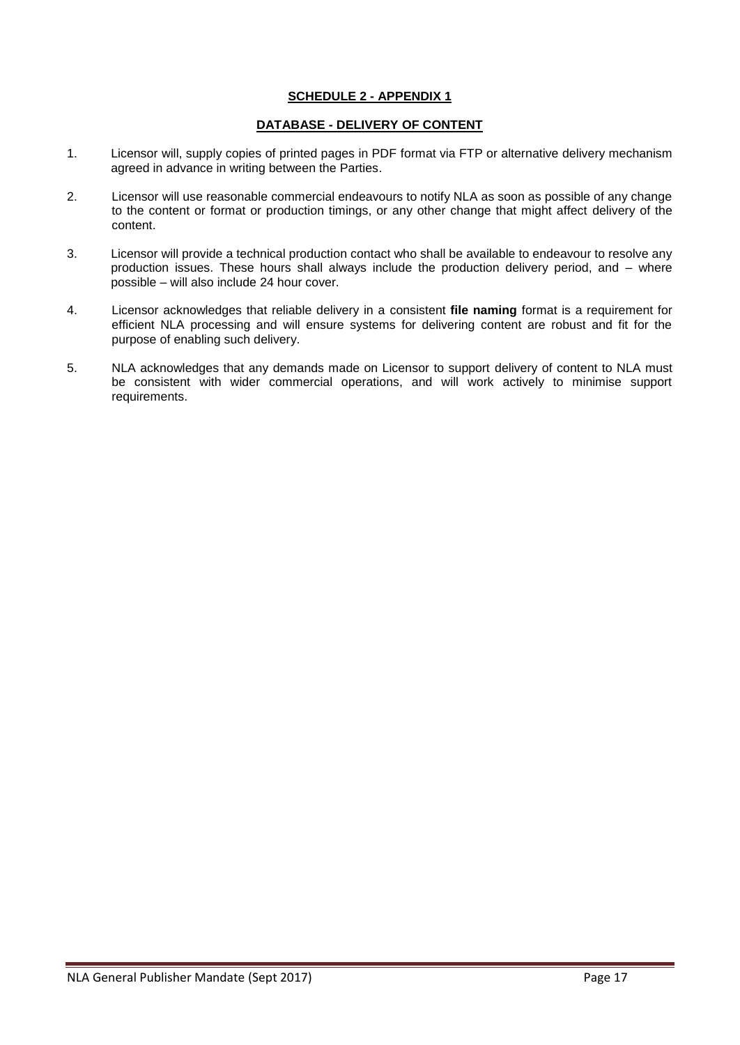**SCHEDULE 2 - APPENDIX 1**

**DATABASE - DELIVERY OF CONTENT**

1. Licensor will, supply copies of printed pages in PDF format via FTP or alternative delivery mechanism agreed in advance in writing between the Parties.

2. Licensor will use reasonable commercial endeavours to notify NLA as soon as possible of any change to the content or format or production timings, or any other change that might affect delivery of the content.

3. Licensor will provide a technical production contact who shall be available to endeavour to resolve any production issues. These hours shall always include the production delivery period, and – where possible – will also include 24 hour cover.

4. Licensor acknowledges that reliable delivery in a consistent **file naming** format is a requirement for efficient NLA processing and will ensure systems for delivering content are robust and fit for the purpose of enabling such delivery.

5. NLA acknowledges that any demands made on Licensor to support delivery of content to NLA must be consistent with wider commercial operations, and will work actively to minimise support requirements.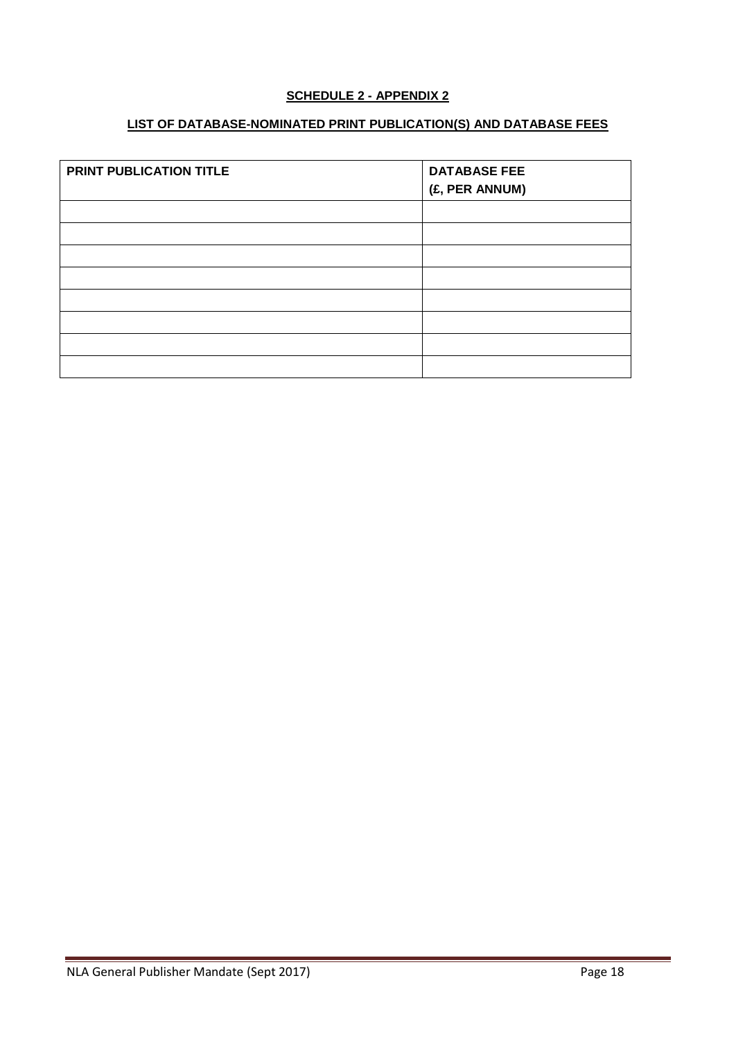**SCHEDULE 2 - APPENDIX 2**

**LIST OF DATABASE-NOMINATED PRINT PUBLICATION(S) AND DATABASE FEES**

| PRINT PUBLICATION TITLE | DATABASE FEE (£, PER ANNUM) |
|---|---|
| | |
| | |
| | |
| | |
| | |
| | |
| | |
| | |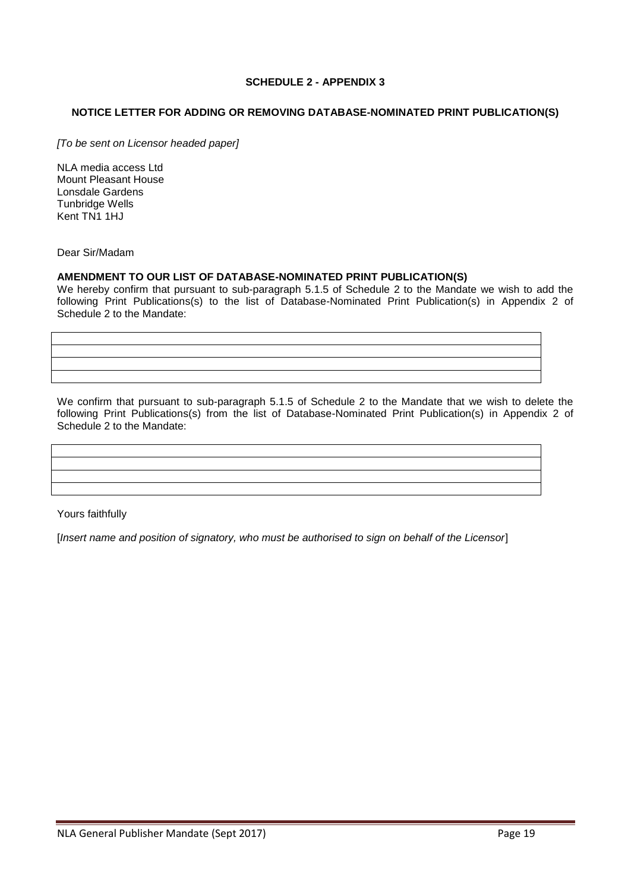**SCHEDULE 2 - APPENDIX 3**

**NOTICE LETTER FOR ADDING OR REMOVING DATABASE-NOMINATED PRINT PUBLICATION(S)**

*[To be sent on Licensor headed paper]*

NLA media access Ltd
Mount Pleasant House
Lonsdale Gardens
Tunbridge Wells
Kent TN1 1HJ

Dear Sir/Madam

**AMENDMENT TO OUR LIST OF DATABASE-NOMINATED PRINT PUBLICATION(S)**

We hereby confirm that pursuant to sub-paragraph 5.1.5 of Schedule 2 to the Mandate we wish to add the following Print Publications(s) to the list of Database-Nominated Print Publication(s) in Appendix 2 of Schedule 2 to the Mandate:

| |
|---|
| |
| |
| |
| |

We confirm that pursuant to sub-paragraph 5.1.5 of Schedule 2 to the Mandate that we wish to delete the following Print Publications(s) from the list of Database-Nominated Print Publication(s) in Appendix 2 of Schedule 2 to the Mandate:

| |
|---|
| |
| |
| |
| |

Yours faithfully

[*Insert name and position of signatory, who must be authorised to sign on behalf of the Licensor*]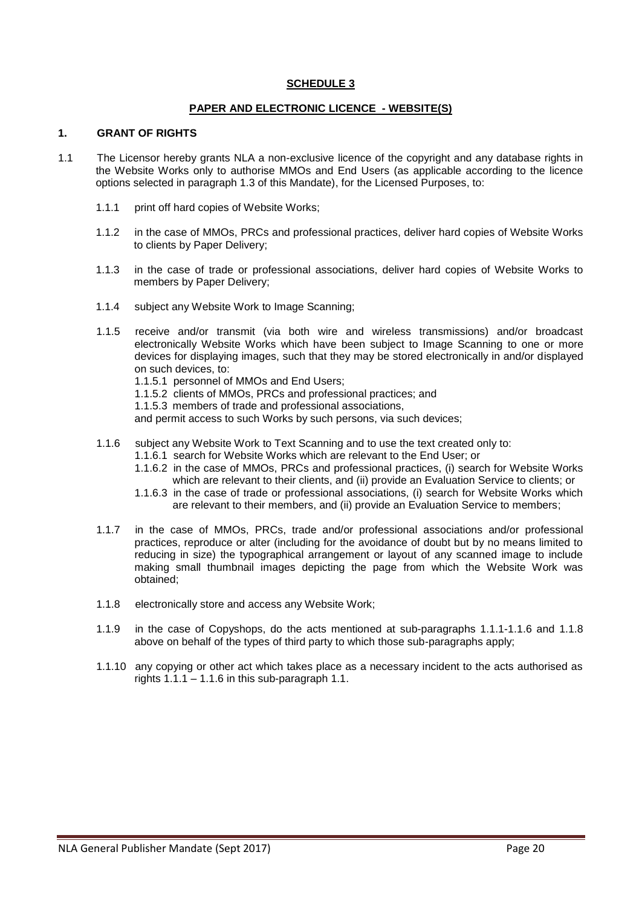**SCHEDULE 3**

**PAPER AND ELECTRONIC LICENCE - WEBSITE(S)**

## 1. GRANT OF RIGHTS

1.1 The Licensor hereby grants NLA a non-exclusive licence of the copyright and any database rights in the Website Works only to authorise MMOs and End Users (as applicable according to the licence options selected in paragraph 1.3 of this Mandate), for the Licensed Purposes, to:

1.1.1 print off hard copies of Website Works;

1.1.2 in the case of MMOs, PRCs and professional practices, deliver hard copies of Website Works to clients by Paper Delivery;

1.1.3 in the case of trade or professional associations, deliver hard copies of Website Works to members by Paper Delivery;

1.1.4 subject any Website Work to Image Scanning;

1.1.5 receive and/or transmit (via both wire and wireless transmissions) and/or broadcast electronically Website Works which have been subject to Image Scanning to one or more devices for displaying images, such that they may be stored electronically in and/or displayed on such devices, to:

1.1.5.1 personnel of MMOs and End Users;
1.1.5.2 clients of MMOs, PRCs and professional practices; and
1.1.5.3 members of trade and professional associations,

and permit access to such Works by such persons, via such devices;

1.1.6 subject any Website Work to Text Scanning and to use the text created only to:

1.1.6.1 search for Website Works which are relevant to the End User; or
1.1.6.2 in the case of MMOs, PRCs and professional practices, (i) search for Website Works which are relevant to their clients, and (ii) provide an Evaluation Service to clients; or
1.1.6.3 in the case of trade or professional associations, (i) search for Website Works which are relevant to their members, and (ii) provide an Evaluation Service to members;

1.1.7 in the case of MMOs, PRCs, trade and/or professional associations and/or professional practices, reproduce or alter (including for the avoidance of doubt but by no means limited to reducing in size) the typographical arrangement or layout of any scanned image to include making small thumbnail images depicting the page from which the Website Work was obtained;

1.1.8 electronically store and access any Website Work;

1.1.9 in the case of Copyshops, do the acts mentioned at sub-paragraphs 1.1.1-1.1.6 and 1.1.8 above on behalf of the types of third party to which those sub-paragraphs apply;

1.1.10 any copying or other act which takes place as a necessary incident to the acts authorised as rights 1.1.1 – 1.1.6 in this sub-paragraph 1.1.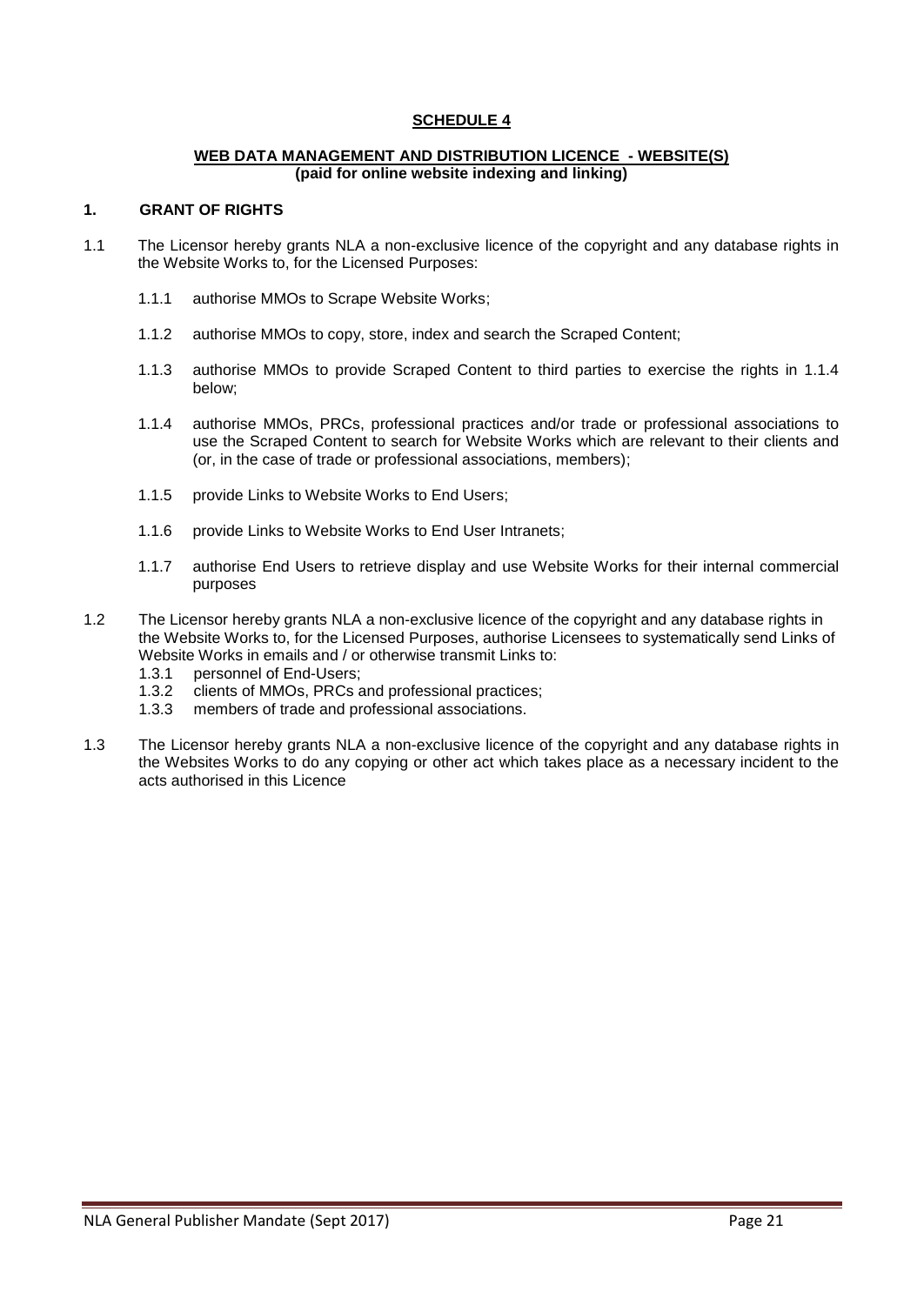## SCHEDULE 4

### WEB DATA MANAGEMENT AND DISTRIBUTION LICENCE - WEBSITE(S)
**(paid for online website indexing and linking)**

### 1. GRANT OF RIGHTS

1.1 The Licensor hereby grants NLA a non-exclusive licence of the copyright and any database rights in the Website Works to, for the Licensed Purposes:

- 1.1.1 authorise MMOs to Scrape Website Works;
- 1.1.2 authorise MMOs to copy, store, index and search the Scraped Content;
- 1.1.3 authorise MMOs to provide Scraped Content to third parties to exercise the rights in 1.1.4 below;
- 1.1.4 authorise MMOs, PRCs, professional practices and/or trade or professional associations to use the Scraped Content to search for Website Works which are relevant to their clients and (or, in the case of trade or professional associations, members);
- 1.1.5 provide Links to Website Works to End Users;
- 1.1.6 provide Links to Website Works to End User Intranets;
- 1.1.7 authorise End Users to retrieve display and use Website Works for their internal commercial purposes

1.2 The Licensor hereby grants NLA a non-exclusive licence of the copyright and any database rights in the Website Works to, for the Licensed Purposes, authorise Licensees to systematically send Links of Website Works in emails and / or otherwise transmit Links to:

- 1.3.1 personnel of End-Users;
- 1.3.2 clients of MMOs, PRCs and professional practices;
- 1.3.3 members of trade and professional associations.

1.3 The Licensor hereby grants NLA a non-exclusive licence of the copyright and any database rights in the Websites Works to do any copying or other act which takes place as a necessary incident to the acts authorised in this Licence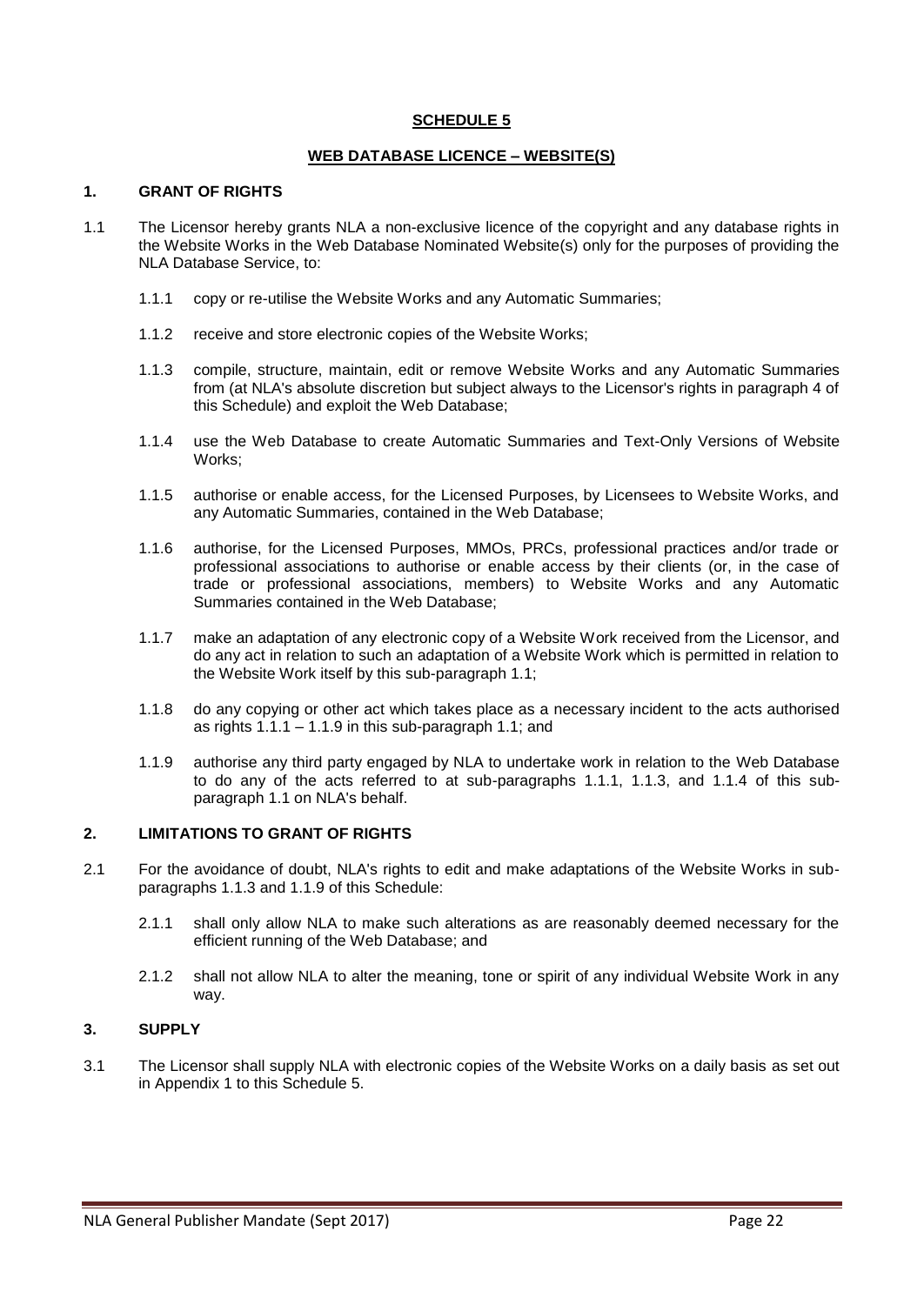## SCHEDULE 5

### WEB DATABASE LICENCE – WEBSITE(S)

### 1. GRANT OF RIGHTS

1.1 The Licensor hereby grants NLA a non-exclusive licence of the copyright and any database rights in the Website Works in the Web Database Nominated Website(s) only for the purposes of providing the NLA Database Service, to:

1.1.1 copy or re-utilise the Website Works and any Automatic Summaries;

1.1.2 receive and store electronic copies of the Website Works;

1.1.3 compile, structure, maintain, edit or remove Website Works and any Automatic Summaries from (at NLA's absolute discretion but subject always to the Licensor's rights in paragraph 4 of this Schedule) and exploit the Web Database;

1.1.4 use the Web Database to create Automatic Summaries and Text-Only Versions of Website Works;

1.1.5 authorise or enable access, for the Licensed Purposes, by Licensees to Website Works, and any Automatic Summaries, contained in the Web Database;

1.1.6 authorise, for the Licensed Purposes, MMOs, PRCs, professional practices and/or trade or professional associations to authorise or enable access by their clients (or, in the case of trade or professional associations, members) to Website Works and any Automatic Summaries contained in the Web Database;

1.1.7 make an adaptation of any electronic copy of a Website Work received from the Licensor, and do any act in relation to such an adaptation of a Website Work which is permitted in relation to the Website Work itself by this sub-paragraph 1.1;

1.1.8 do any copying or other act which takes place as a necessary incident to the acts authorised as rights 1.1.1 – 1.1.9 in this sub-paragraph 1.1; and

1.1.9 authorise any third party engaged by NLA to undertake work in relation to the Web Database to do any of the acts referred to at sub-paragraphs 1.1.1, 1.1.3, and 1.1.4 of this sub-paragraph 1.1 on NLA's behalf.

### 2. LIMITATIONS TO GRANT OF RIGHTS

2.1 For the avoidance of doubt, NLA's rights to edit and make adaptations of the Website Works in sub-paragraphs 1.1.3 and 1.1.9 of this Schedule:

2.1.1 shall only allow NLA to make such alterations as are reasonably deemed necessary for the efficient running of the Web Database; and

2.1.2 shall not allow NLA to alter the meaning, tone or spirit of any individual Website Work in any way.

### 3. SUPPLY

3.1 The Licensor shall supply NLA with electronic copies of the Website Works on a daily basis as set out in Appendix 1 to this Schedule 5.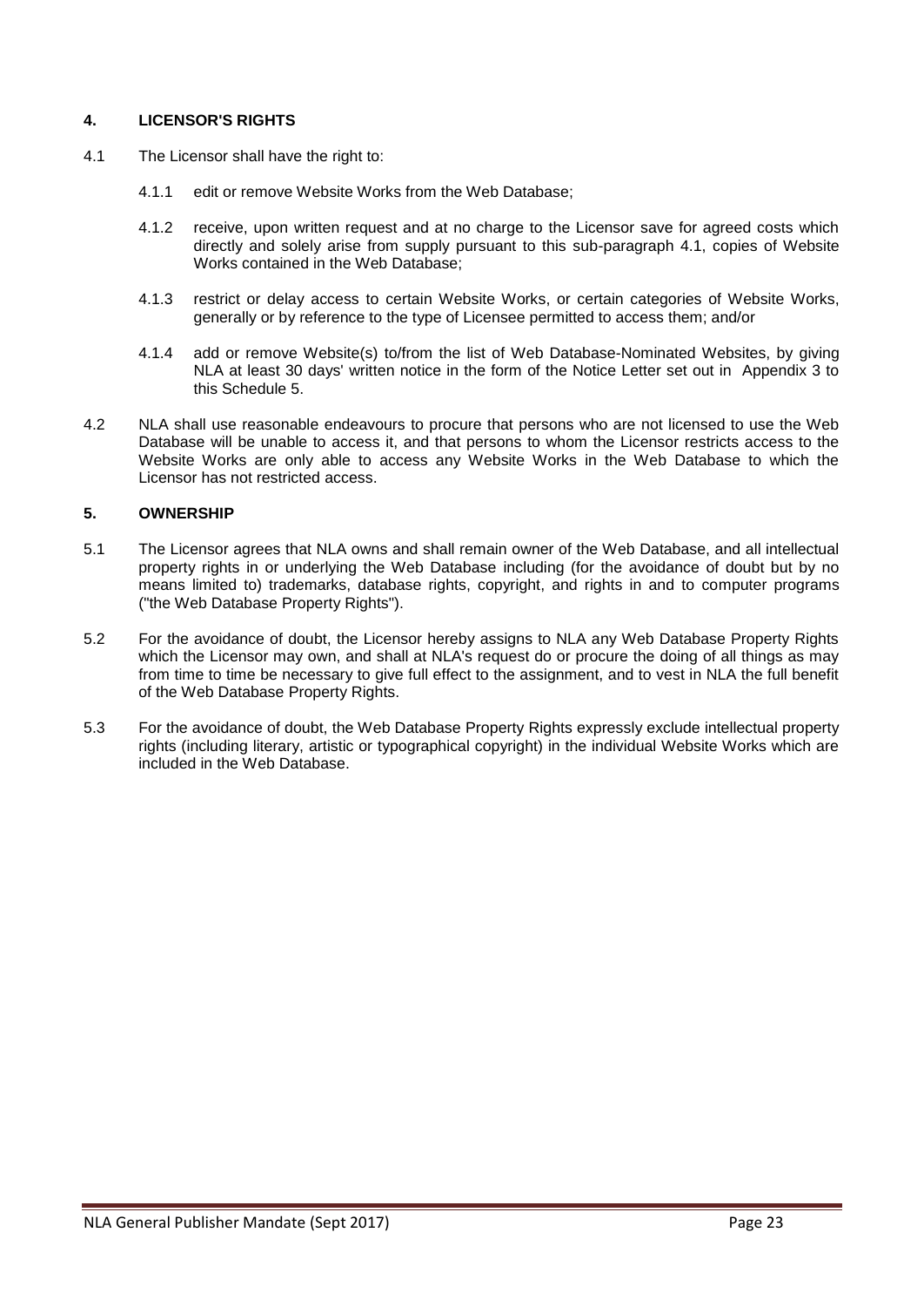## 4. LICENSOR'S RIGHTS

4.1 The Licensor shall have the right to:

4.1.1 edit or remove Website Works from the Web Database;

4.1.2 receive, upon written request and at no charge to the Licensor save for agreed costs which directly and solely arise from supply pursuant to this sub-paragraph 4.1, copies of Website Works contained in the Web Database;

4.1.3 restrict or delay access to certain Website Works, or certain categories of Website Works, generally or by reference to the type of Licensee permitted to access them; and/or

4.1.4 add or remove Website(s) to/from the list of Web Database-Nominated Websites, by giving NLA at least 30 days' written notice in the form of the Notice Letter set out in Appendix 3 to this Schedule 5.

4.2 NLA shall use reasonable endeavours to procure that persons who are not licensed to use the Web Database will be unable to access it, and that persons to whom the Licensor restricts access to the Website Works are only able to access any Website Works in the Web Database to which the Licensor has not restricted access.

## 5. OWNERSHIP

5.1 The Licensor agrees that NLA owns and shall remain owner of the Web Database, and all intellectual property rights in or underlying the Web Database including (for the avoidance of doubt but by no means limited to) trademarks, database rights, copyright, and rights in and to computer programs ("the Web Database Property Rights").

5.2 For the avoidance of doubt, the Licensor hereby assigns to NLA any Web Database Property Rights which the Licensor may own, and shall at NLA's request do or procure the doing of all things as may from time to time be necessary to give full effect to the assignment, and to vest in NLA the full benefit of the Web Database Property Rights.

5.3 For the avoidance of doubt, the Web Database Property Rights expressly exclude intellectual property rights (including literary, artistic or typographical copyright) in the individual Website Works which are included in the Web Database.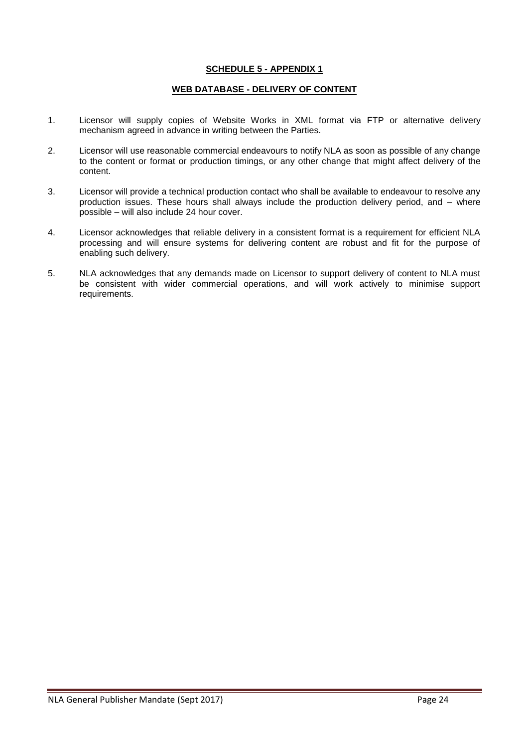**SCHEDULE 5 - APPENDIX 1**

**WEB DATABASE - DELIVERY OF CONTENT**

1. Licensor will supply copies of Website Works in XML format via FTP or alternative delivery mechanism agreed in advance in writing between the Parties.

2. Licensor will use reasonable commercial endeavours to notify NLA as soon as possible of any change to the content or format or production timings, or any other change that might affect delivery of the content.

3. Licensor will provide a technical production contact who shall be available to endeavour to resolve any production issues. These hours shall always include the production delivery period, and – where possible – will also include 24 hour cover.

4. Licensor acknowledges that reliable delivery in a consistent format is a requirement for efficient NLA processing and will ensure systems for delivering content are robust and fit for the purpose of enabling such delivery.

5. NLA acknowledges that any demands made on Licensor to support delivery of content to NLA must be consistent with wider commercial operations, and will work actively to minimise support requirements.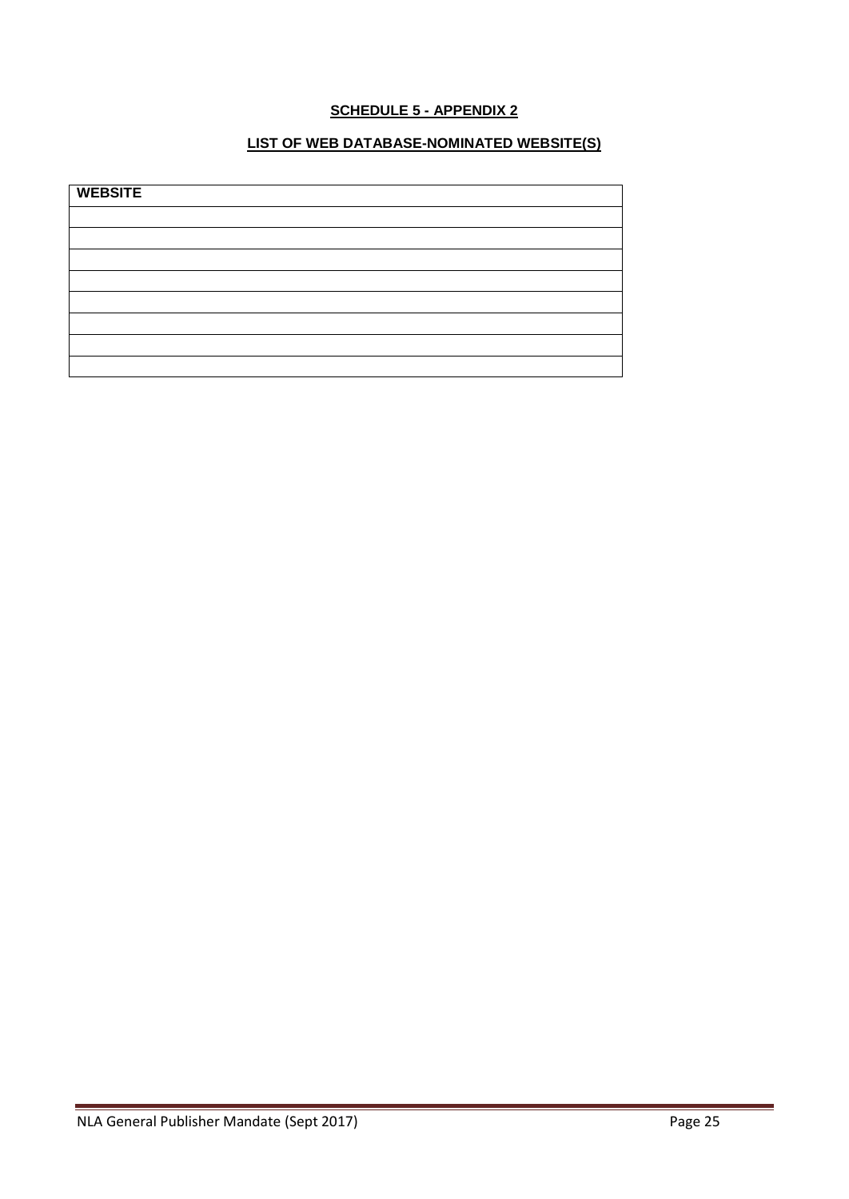## SCHEDULE 5 - APPENDIX 2

## LIST OF WEB DATABASE-NOMINATED WEBSITE(S)

| WEBSITE |
|---|
| |
| |
| |
| |
| |
| |
| |
| |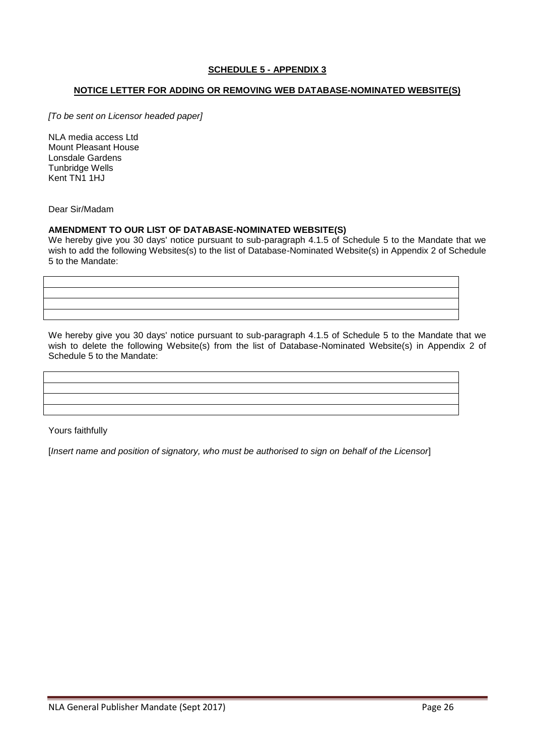**SCHEDULE 5 - APPENDIX 3**

**NOTICE LETTER FOR ADDING OR REMOVING WEB DATABASE-NOMINATED WEBSITE(S)**

*[To be sent on Licensor headed paper]*

NLA media access Ltd
Mount Pleasant House
Lonsdale Gardens
Tunbridge Wells
Kent TN1 1HJ

Dear Sir/Madam

**AMENDMENT TO OUR LIST OF DATABASE-NOMINATED WEBSITE(S)**

We hereby give you 30 days' notice pursuant to sub-paragraph 4.1.5 of Schedule 5 to the Mandate that we wish to add the following Websites(s) to the list of Database-Nominated Website(s) in Appendix 2 of Schedule 5 to the Mandate:

| |
|---|
| |
| |
| |

We hereby give you 30 days' notice pursuant to sub-paragraph 4.1.5 of Schedule 5 to the Mandate that we wish to delete the following Website(s) from the list of Database-Nominated Website(s) in Appendix 2 of Schedule 5 to the Mandate:

| |
|---|
| |
| |
| |

Yours faithfully

[*Insert name and position of signatory, who must be authorised to sign on behalf of the Licensor*]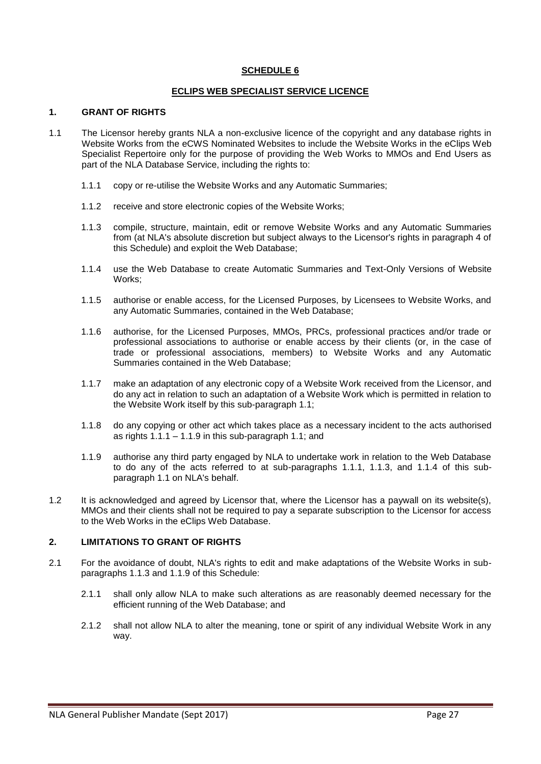## SCHEDULE 6

### ECLIPS WEB SPECIALIST SERVICE LICENCE

### 1. GRANT OF RIGHTS

1.1 The Licensor hereby grants NLA a non-exclusive licence of the copyright and any database rights in Website Works from the eCWS Nominated Websites to include the Website Works in the eClips Web Specialist Repertoire only for the purpose of providing the Web Works to MMOs and End Users as part of the NLA Database Service, including the rights to:

1.1.1 copy or re-utilise the Website Works and any Automatic Summaries;

1.1.2 receive and store electronic copies of the Website Works;

1.1.3 compile, structure, maintain, edit or remove Website Works and any Automatic Summaries from (at NLA's absolute discretion but subject always to the Licensor's rights in paragraph 4 of this Schedule) and exploit the Web Database;

1.1.4 use the Web Database to create Automatic Summaries and Text-Only Versions of Website Works;

1.1.5 authorise or enable access, for the Licensed Purposes, by Licensees to Website Works, and any Automatic Summaries, contained in the Web Database;

1.1.6 authorise, for the Licensed Purposes, MMOs, PRCs, professional practices and/or trade or professional associations to authorise or enable access by their clients (or, in the case of trade or professional associations, members) to Website Works and any Automatic Summaries contained in the Web Database;

1.1.7 make an adaptation of any electronic copy of a Website Work received from the Licensor, and do any act in relation to such an adaptation of a Website Work which is permitted in relation to the Website Work itself by this sub-paragraph 1.1;

1.1.8 do any copying or other act which takes place as a necessary incident to the acts authorised as rights 1.1.1 – 1.1.9 in this sub-paragraph 1.1; and

1.1.9 authorise any third party engaged by NLA to undertake work in relation to the Web Database to do any of the acts referred to at sub-paragraphs 1.1.1, 1.1.3, and 1.1.4 of this sub-paragraph 1.1 on NLA's behalf.

1.2 It is acknowledged and agreed by Licensor that, where the Licensor has a paywall on its website(s), MMOs and their clients shall not be required to pay a separate subscription to the Licensor for access to the Web Works in the eClips Web Database.

### 2. LIMITATIONS TO GRANT OF RIGHTS

2.1 For the avoidance of doubt, NLA's rights to edit and make adaptations of the Website Works in sub-paragraphs 1.1.3 and 1.1.9 of this Schedule:

2.1.1 shall only allow NLA to make such alterations as are reasonably deemed necessary for the efficient running of the Web Database; and

2.1.2 shall not allow NLA to alter the meaning, tone or spirit of any individual Website Work in any way.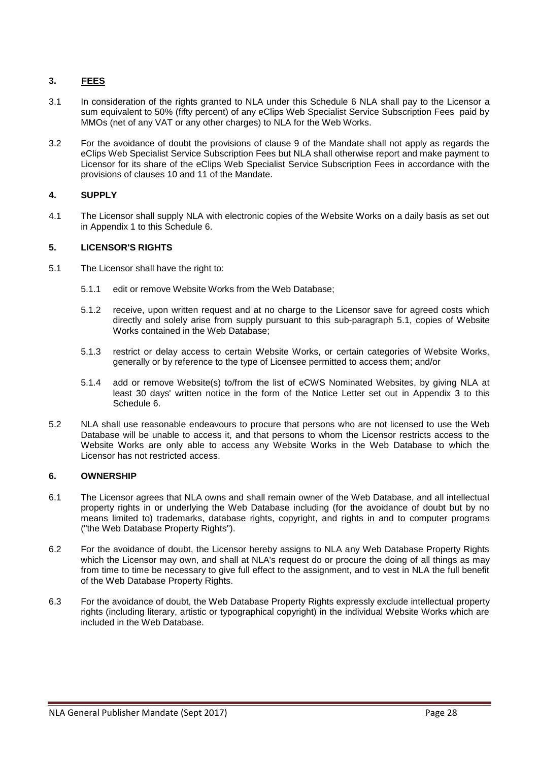## 3. FEES

3.1 In consideration of the rights granted to NLA under this Schedule 6 NLA shall pay to the Licensor a sum equivalent to 50% (fifty percent) of any eClips Web Specialist Service Subscription Fees paid by MMOs (net of any VAT or any other charges) to NLA for the Web Works.

3.2 For the avoidance of doubt the provisions of clause 9 of the Mandate shall not apply as regards the eClips Web Specialist Service Subscription Fees but NLA shall otherwise report and make payment to Licensor for its share of the eClips Web Specialist Service Subscription Fees in accordance with the provisions of clauses 10 and 11 of the Mandate.

## 4. SUPPLY

4.1 The Licensor shall supply NLA with electronic copies of the Website Works on a daily basis as set out in Appendix 1 to this Schedule 6.

## 5. LICENSOR'S RIGHTS

5.1 The Licensor shall have the right to:

5.1.1 edit or remove Website Works from the Web Database;

5.1.2 receive, upon written request and at no charge to the Licensor save for agreed costs which directly and solely arise from supply pursuant to this sub-paragraph 5.1, copies of Website Works contained in the Web Database;

5.1.3 restrict or delay access to certain Website Works, or certain categories of Website Works, generally or by reference to the type of Licensee permitted to access them; and/or

5.1.4 add or remove Website(s) to/from the list of eCWS Nominated Websites, by giving NLA at least 30 days' written notice in the form of the Notice Letter set out in Appendix 3 to this Schedule 6.

5.2 NLA shall use reasonable endeavours to procure that persons who are not licensed to use the Web Database will be unable to access it, and that persons to whom the Licensor restricts access to the Website Works are only able to access any Website Works in the Web Database to which the Licensor has not restricted access.

## 6. OWNERSHIP

6.1 The Licensor agrees that NLA owns and shall remain owner of the Web Database, and all intellectual property rights in or underlying the Web Database including (for the avoidance of doubt but by no means limited to) trademarks, database rights, copyright, and rights in and to computer programs ("the Web Database Property Rights").

6.2 For the avoidance of doubt, the Licensor hereby assigns to NLA any Web Database Property Rights which the Licensor may own, and shall at NLA's request do or procure the doing of all things as may from time to time be necessary to give full effect to the assignment, and to vest in NLA the full benefit of the Web Database Property Rights.

6.3 For the avoidance of doubt, the Web Database Property Rights expressly exclude intellectual property rights (including literary, artistic or typographical copyright) in the individual Website Works which are included in the Web Database.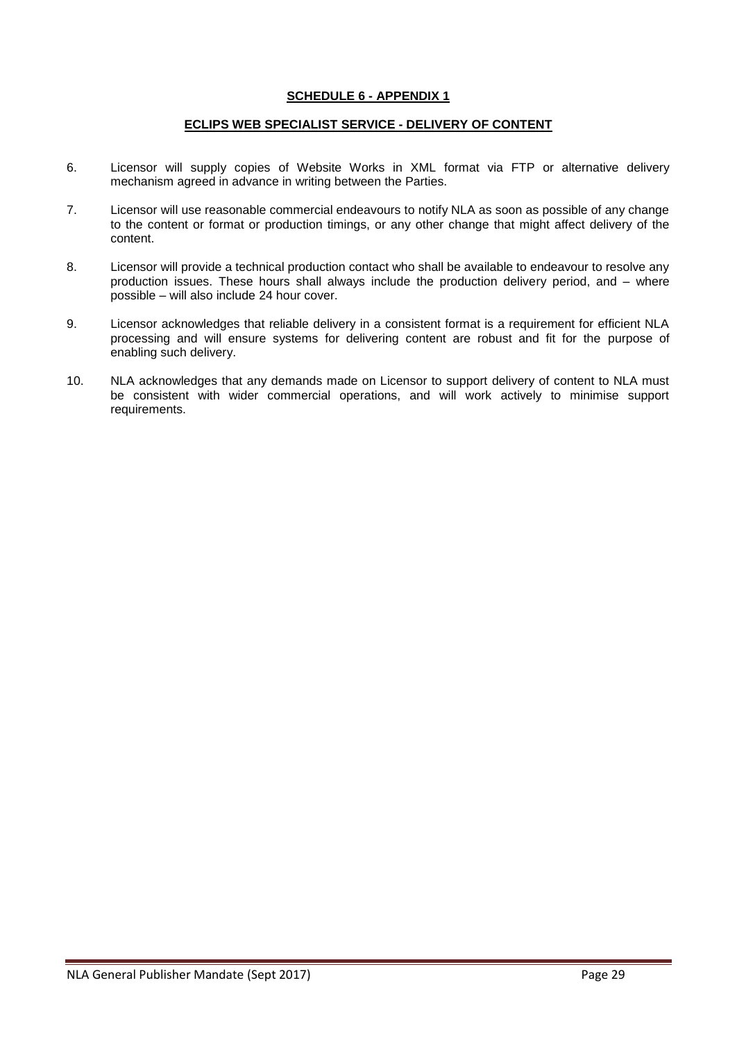**SCHEDULE 6 - APPENDIX 1**

**ECLIPS WEB SPECIALIST SERVICE - DELIVERY OF CONTENT**

6. Licensor will supply copies of Website Works in XML format via FTP or alternative delivery mechanism agreed in advance in writing between the Parties.

7. Licensor will use reasonable commercial endeavours to notify NLA as soon as possible of any change to the content or format or production timings, or any other change that might affect delivery of the content.

8. Licensor will provide a technical production contact who shall be available to endeavour to resolve any production issues. These hours shall always include the production delivery period, and – where possible – will also include 24 hour cover.

9. Licensor acknowledges that reliable delivery in a consistent format is a requirement for efficient NLA processing and will ensure systems for delivering content are robust and fit for the purpose of enabling such delivery.

10. NLA acknowledges that any demands made on Licensor to support delivery of content to NLA must be consistent with wider commercial operations, and will work actively to minimise support requirements.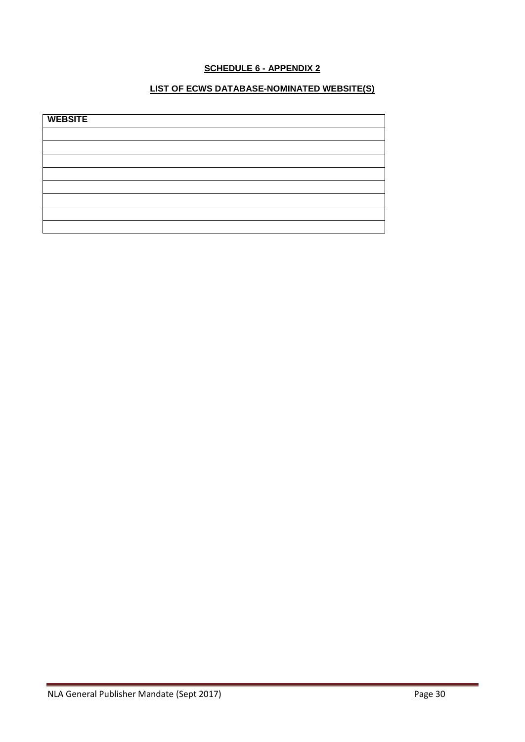**SCHEDULE 6 - APPENDIX 2**

**LIST OF ECWS DATABASE-NOMINATED WEBSITE(S)**

| WEBSITE |
| --- |
| |
| |
| |
| |
| |
| |
| |
| |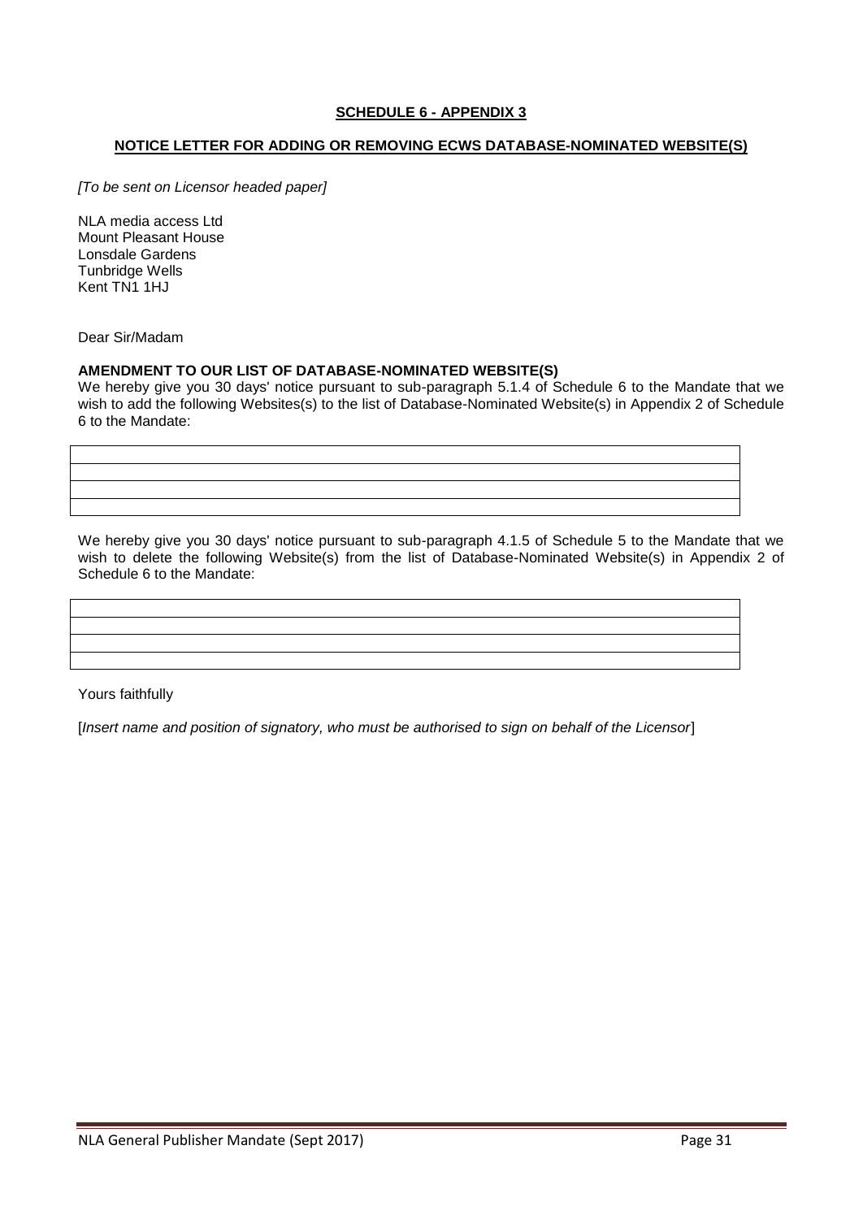**SCHEDULE 6 - APPENDIX 3**

**NOTICE LETTER FOR ADDING OR REMOVING ECWS DATABASE-NOMINATED WEBSITE(S)**

*[To be sent on Licensor headed paper]*

NLA media access Ltd
Mount Pleasant House
Lonsdale Gardens
Tunbridge Wells
Kent TN1 1HJ

Dear Sir/Madam

**AMENDMENT TO OUR LIST OF DATABASE-NOMINATED WEBSITE(S)**

We hereby give you 30 days' notice pursuant to sub-paragraph 5.1.4 of Schedule 6 to the Mandate that we wish to add the following Websites(s) to the list of Database-Nominated Website(s) in Appendix 2 of Schedule 6 to the Mandate:

| |
|---|
| |
| |
| |

We hereby give you 30 days' notice pursuant to sub-paragraph 4.1.5 of Schedule 5 to the Mandate that we wish to delete the following Website(s) from the list of Database-Nominated Website(s) in Appendix 2 of Schedule 6 to the Mandate:

| |
|---|
| |
| |
| |

Yours faithfully

[*Insert name and position of signatory, who must be authorised to sign on behalf of the Licensor*]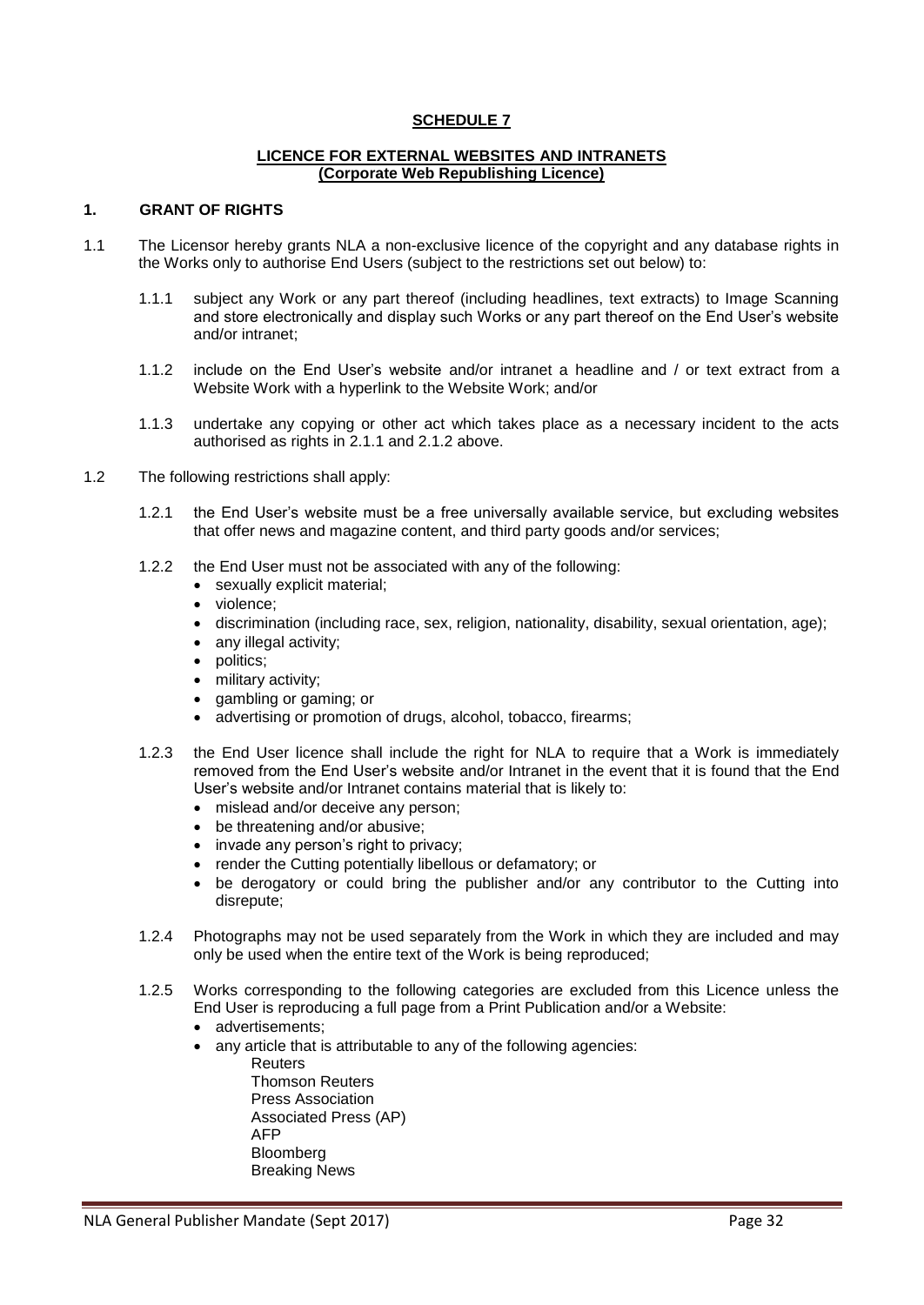**SCHEDULE 7**

**LICENCE FOR EXTERNAL WEBSITES AND INTRANETS**
**(Corporate Web Republishing Licence)**

## 1. GRANT OF RIGHTS

1.1 The Licensor hereby grants NLA a non-exclusive licence of the copyright and any database rights in the Works only to authorise End Users (subject to the restrictions set out below) to:

1.1.1 subject any Work or any part thereof (including headlines, text extracts) to Image Scanning and store electronically and display such Works or any part thereof on the End User's website and/or intranet;

1.1.2 include on the End User's website and/or intranet a headline and / or text extract from a Website Work with a hyperlink to the Website Work; and/or

1.1.3 undertake any copying or other act which takes place as a necessary incident to the acts authorised as rights in 2.1.1 and 2.1.2 above.

1.2 The following restrictions shall apply:

1.2.1 the End User's website must be a free universally available service, but excluding websites that offer news and magazine content, and third party goods and/or services;

1.2.2 the End User must not be associated with any of the following:

- sexually explicit material;
- violence;
- discrimination (including race, sex, religion, nationality, disability, sexual orientation, age);
- any illegal activity;
- politics;
- military activity;
- gambling or gaming; or
- advertising or promotion of drugs, alcohol, tobacco, firearms;

1.2.3 the End User licence shall include the right for NLA to require that a Work is immediately removed from the End User's website and/or Intranet in the event that it is found that the End User's website and/or Intranet contains material that is likely to:

- mislead and/or deceive any person;
- be threatening and/or abusive;
- invade any person's right to privacy;
- render the Cutting potentially libellous or defamatory; or
- be derogatory or could bring the publisher and/or any contributor to the Cutting into disrepute;

1.2.4 Photographs may not be used separately from the Work in which they are included and may only be used when the entire text of the Work is being reproduced;

1.2.5 Works corresponding to the following categories are excluded from this Licence unless the End User is reproducing a full page from a Print Publication and/or a Website:

- advertisements;
- any article that is attributable to any of the following agencies:

  Reuters
  Thomson Reuters
  Press Association
  Associated Press (AP)
  AFP
  Bloomberg
  Breaking News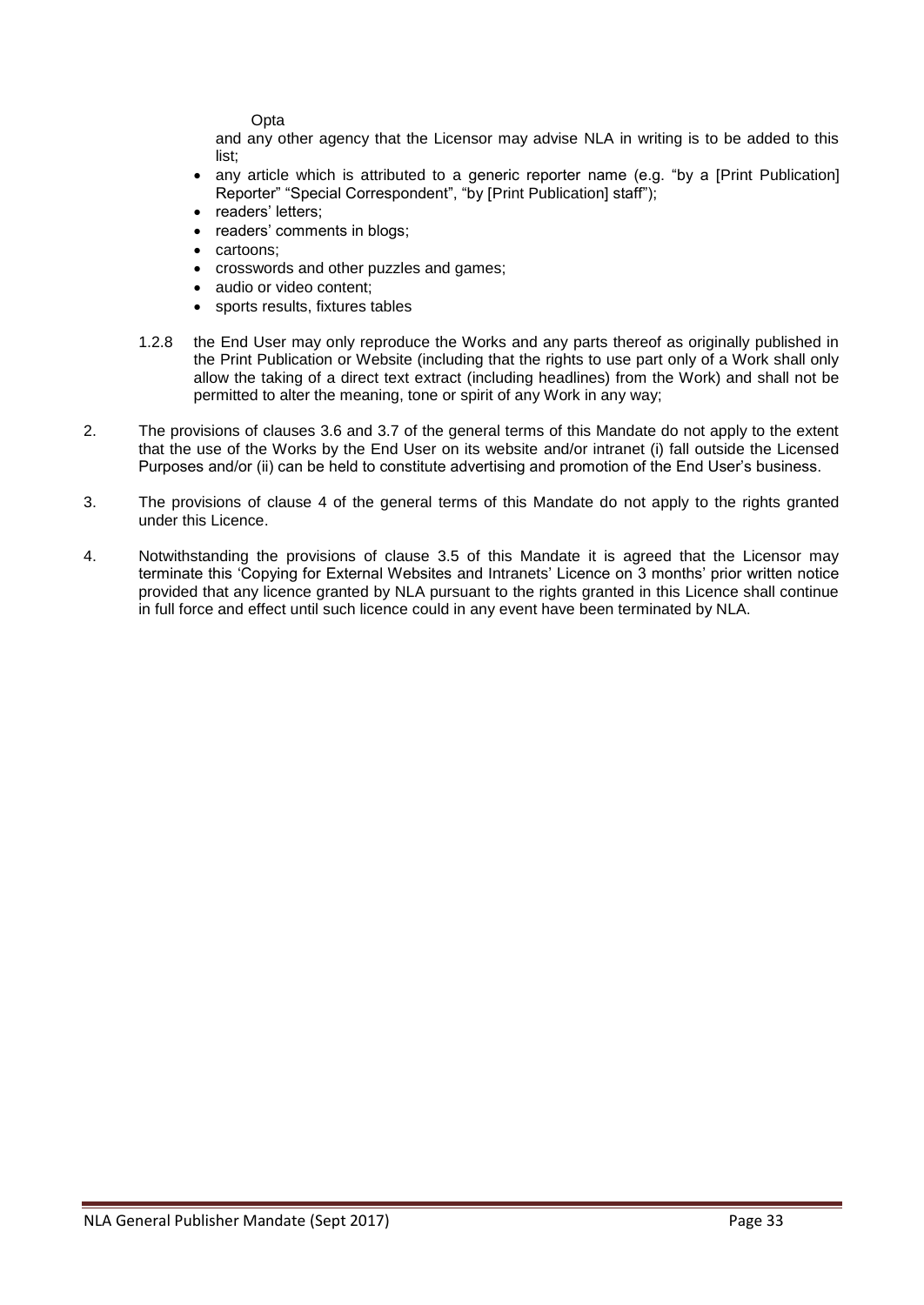Opta

and any other agency that the Licensor may advise NLA in writing is to be added to this list;

- any article which is attributed to a generic reporter name (e.g. "by a [Print Publication] Reporter" "Special Correspondent", "by [Print Publication] staff");
- readers' letters;
- readers' comments in blogs;
- cartoons;
- crosswords and other puzzles and games;
- audio or video content;
- sports results, fixtures tables

1.2.8 the End User may only reproduce the Works and any parts thereof as originally published in the Print Publication or Website (including that the rights to use part only of a Work shall only allow the taking of a direct text extract (including headlines) from the Work) and shall not be permitted to alter the meaning, tone or spirit of any Work in any way;

2. The provisions of clauses 3.6 and 3.7 of the general terms of this Mandate do not apply to the extent that the use of the Works by the End User on its website and/or intranet (i) fall outside the Licensed Purposes and/or (ii) can be held to constitute advertising and promotion of the End User's business.

3. The provisions of clause 4 of the general terms of this Mandate do not apply to the rights granted under this Licence.

4. Notwithstanding the provisions of clause 3.5 of this Mandate it is agreed that the Licensor may terminate this 'Copying for External Websites and Intranets' Licence on 3 months' prior written notice provided that any licence granted by NLA pursuant to the rights granted in this Licence shall continue in full force and effect until such licence could in any event have been terminated by NLA.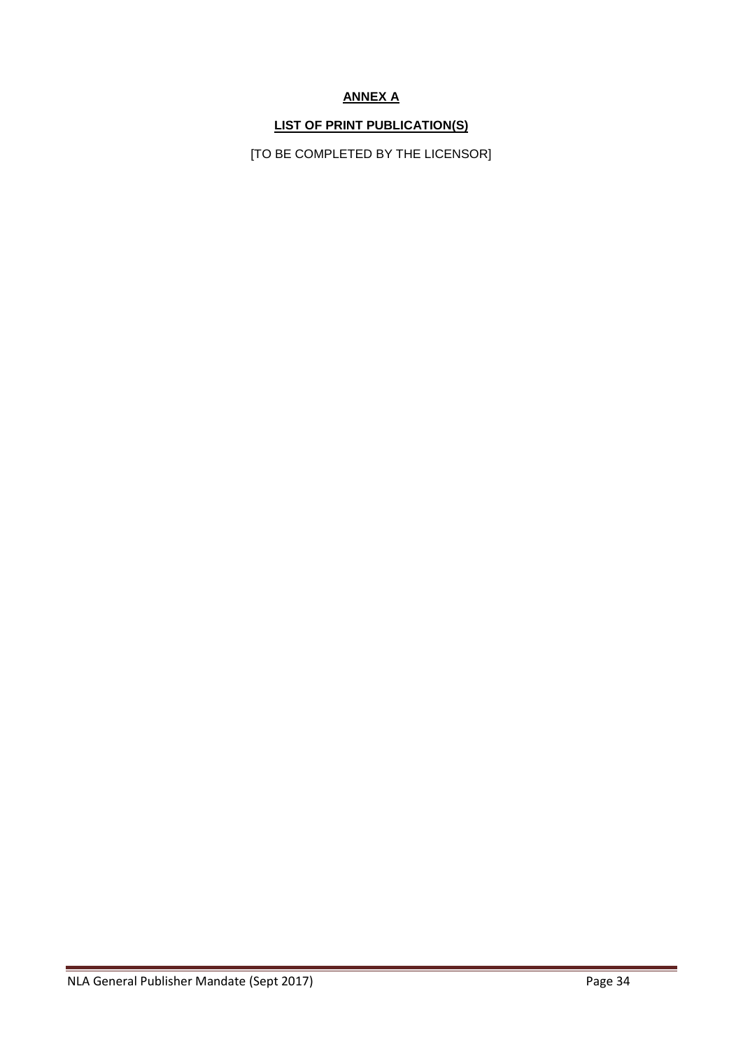## ANNEX A

### LIST OF PRINT PUBLICATION(S)

[TO BE COMPLETED BY THE LICENSOR]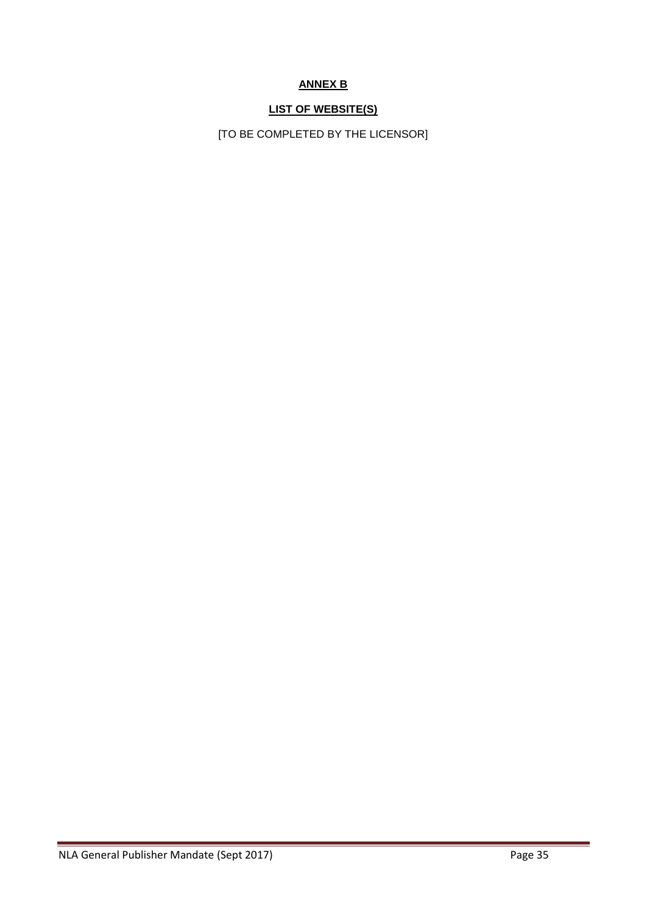# ANNEX B

## LIST OF WEBSITE(S)

[TO BE COMPLETED BY THE LICENSOR]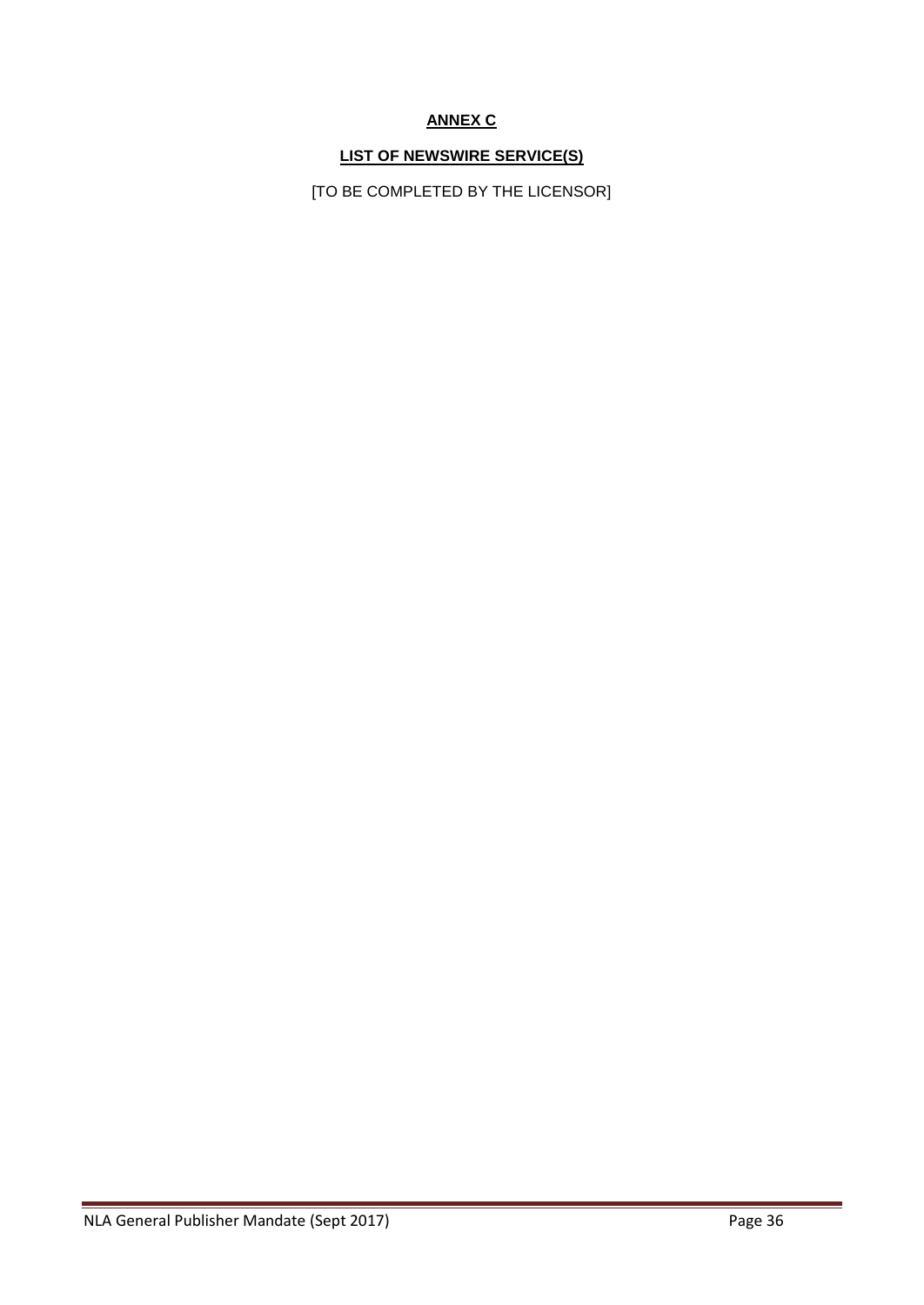# ANNEX C

## LIST OF NEWSWIRE SERVICE(S)

[TO BE COMPLETED BY THE LICENSOR]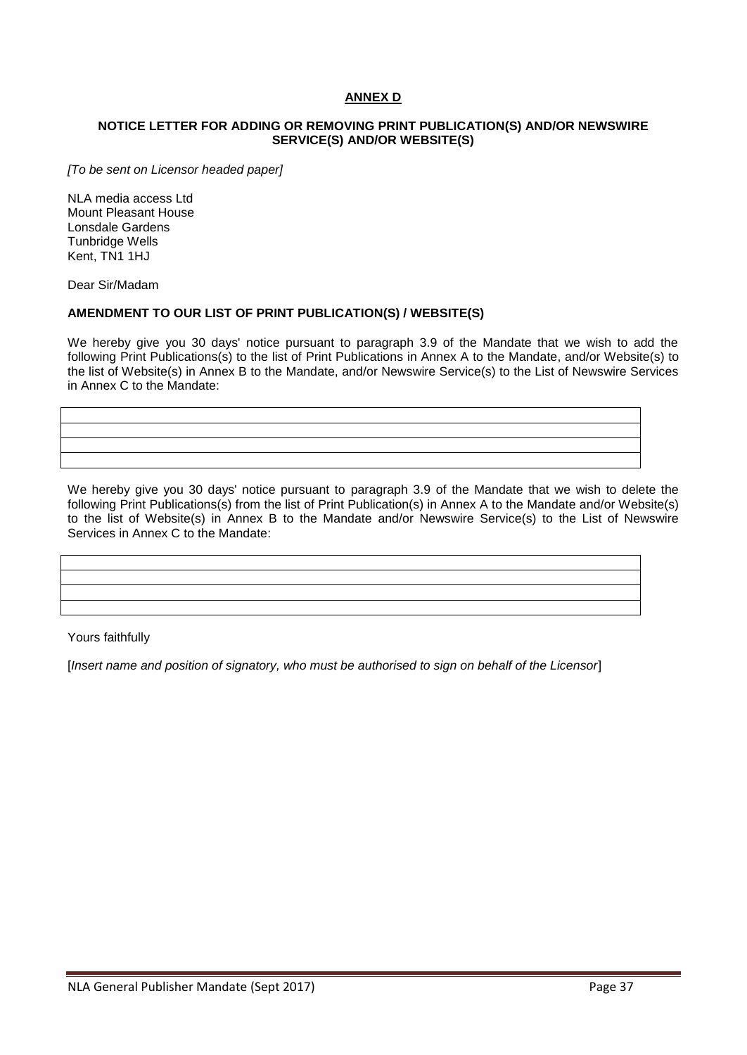## ANNEX D

**NOTICE LETTER FOR ADDING OR REMOVING PRINT PUBLICATION(S) AND/OR NEWSWIRE SERVICE(S) AND/OR WEBSITE(S)**

*[To be sent on Licensor headed paper]*

NLA media access Ltd
Mount Pleasant House
Lonsdale Gardens
Tunbridge Wells
Kent, TN1 1HJ

Dear Sir/Madam

**AMENDMENT TO OUR LIST OF PRINT PUBLICATION(S) / WEBSITE(S)**

We hereby give you 30 days' notice pursuant to paragraph 3.9 of the Mandate that we wish to add the following Print Publications(s) to the list of Print Publications in Annex A to the Mandate, and/or Website(s) to the list of Website(s) in Annex B to the Mandate, and/or Newswire Service(s) to the List of Newswire Services in Annex C to the Mandate:

| |
|---|
| |
| |
| |

We hereby give you 30 days' notice pursuant to paragraph 3.9 of the Mandate that we wish to delete the following Print Publications(s) from the list of Print Publication(s) in Annex A to the Mandate and/or Website(s) to the list of Website(s) in Annex B to the Mandate and/or Newswire Service(s) to the List of Newswire Services in Annex C to the Mandate:

| |
|---|
| |
| |
| |

Yours faithfully

[*Insert name and position of signatory, who must be authorised to sign on behalf of the Licensor*]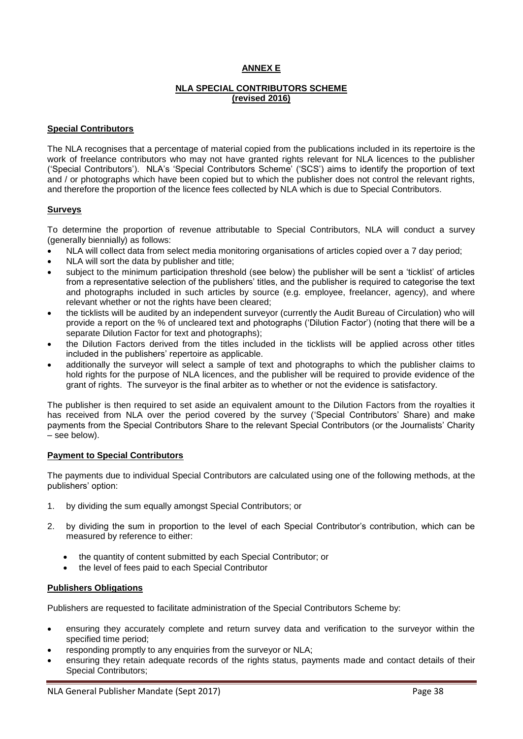## ANNEX E

### NLA SPECIAL CONTRIBUTORS SCHEME (revised 2016)

**Special Contributors**

The NLA recognises that a percentage of material copied from the publications included in its repertoire is the work of freelance contributors who may not have granted rights relevant for NLA licences to the publisher ('Special Contributors'). NLA's 'Special Contributors Scheme' ('SCS') aims to identify the proportion of text and / or photographs which have been copied but to which the publisher does not control the relevant rights, and therefore the proportion of the licence fees collected by NLA which is due to Special Contributors.

**Surveys**

To determine the proportion of revenue attributable to Special Contributors, NLA will conduct a survey (generally biennially) as follows:

- NLA will collect data from select media monitoring organisations of articles copied over a 7 day period;
- NLA will sort the data by publisher and title;
- subject to the minimum participation threshold (see below) the publisher will be sent a 'ticklist' of articles from a representative selection of the publishers' titles, and the publisher is required to categorise the text and photographs included in such articles by source (e.g. employee, freelancer, agency), and where relevant whether or not the rights have been cleared;
- the ticklists will be audited by an independent surveyor (currently the Audit Bureau of Circulation) who will provide a report on the % of uncleared text and photographs ('Dilution Factor') (noting that there will be a separate Dilution Factor for text and photographs);
- the Dilution Factors derived from the titles included in the ticklists will be applied across other titles included in the publishers' repertoire as applicable.
- additionally the surveyor will select a sample of text and photographs to which the publisher claims to hold rights for the purpose of NLA licences, and the publisher will be required to provide evidence of the grant of rights. The surveyor is the final arbiter as to whether or not the evidence is satisfactory.

The publisher is then required to set aside an equivalent amount to the Dilution Factors from the royalties it has received from NLA over the period covered by the survey ('Special Contributors' Share) and make payments from the Special Contributors Share to the relevant Special Contributors (or the Journalists' Charity – see below).

**Payment to Special Contributors**

The payments due to individual Special Contributors are calculated using one of the following methods, at the publishers' option:

1. by dividing the sum equally amongst Special Contributors; or
2. by dividing the sum in proportion to the level of each Special Contributor's contribution, which can be measured by reference to either:
   - the quantity of content submitted by each Special Contributor; or
   - the level of fees paid to each Special Contributor

**Publishers Obligations**

Publishers are requested to facilitate administration of the Special Contributors Scheme by:

- ensuring they accurately complete and return survey data and verification to the surveyor within the specified time period;
- responding promptly to any enquiries from the surveyor or NLA;
- ensuring they retain adequate records of the rights status, payments made and contact details of their Special Contributors;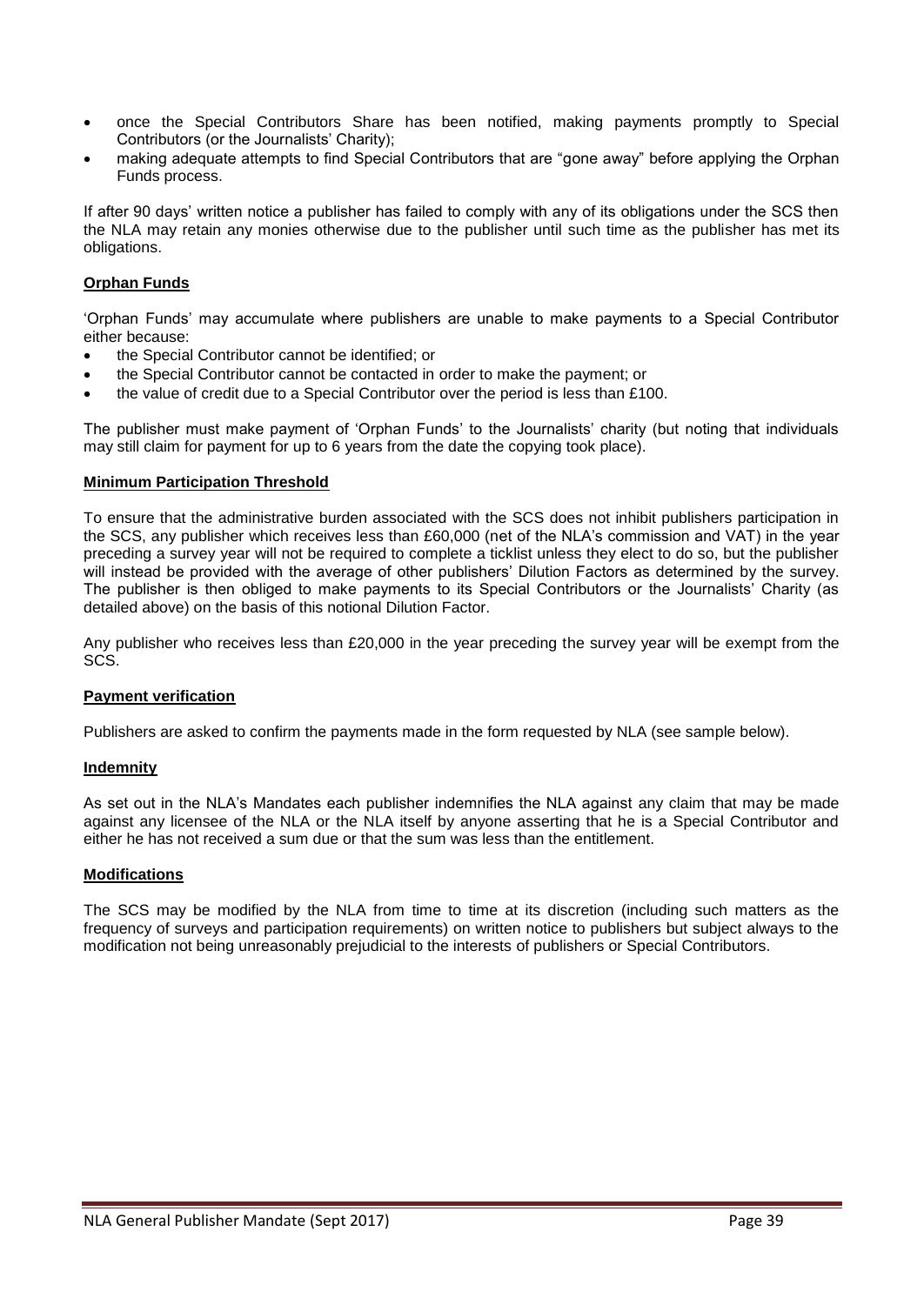- once the Special Contributors Share has been notified, making payments promptly to Special Contributors (or the Journalists' Charity);
- making adequate attempts to find Special Contributors that are "gone away" before applying the Orphan Funds process.

If after 90 days' written notice a publisher has failed to comply with any of its obligations under the SCS then the NLA may retain any monies otherwise due to the publisher until such time as the publisher has met its obligations.

**Orphan Funds**

'Orphan Funds' may accumulate where publishers are unable to make payments to a Special Contributor either because:

- the Special Contributor cannot be identified; or
- the Special Contributor cannot be contacted in order to make the payment; or
- the value of credit due to a Special Contributor over the period is less than £100.

The publisher must make payment of 'Orphan Funds' to the Journalists' charity (but noting that individuals may still claim for payment for up to 6 years from the date the copying took place).

**Minimum Participation Threshold**

To ensure that the administrative burden associated with the SCS does not inhibit publishers participation in the SCS, any publisher which receives less than £60,000 (net of the NLA's commission and VAT) in the year preceding a survey year will not be required to complete a ticklist unless they elect to do so, but the publisher will instead be provided with the average of other publishers' Dilution Factors as determined by the survey. The publisher is then obliged to make payments to its Special Contributors or the Journalists' Charity (as detailed above) on the basis of this notional Dilution Factor.

Any publisher who receives less than £20,000 in the year preceding the survey year will be exempt from the SCS.

**Payment verification**

Publishers are asked to confirm the payments made in the form requested by NLA (see sample below).

**Indemnity**

As set out in the NLA's Mandates each publisher indemnifies the NLA against any claim that may be made against any licensee of the NLA or the NLA itself by anyone asserting that he is a Special Contributor and either he has not received a sum due or that the sum was less than the entitlement.

**Modifications**

The SCS may be modified by the NLA from time to time at its discretion (including such matters as the frequency of surveys and participation requirements) on written notice to publishers but subject always to the modification not being unreasonably prejudicial to the interests of publishers or Special Contributors.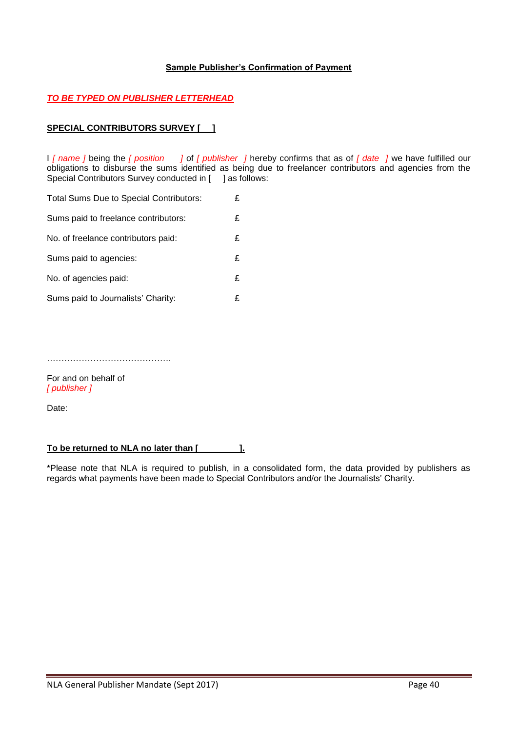**Sample Publisher's Confirmation of Payment**

***TO BE TYPED ON PUBLISHER LETTERHEAD***

**SPECIAL CONTRIBUTORS SURVEY [ ]**

I *[ name ]* being the *[ position ]* of *[ publisher ]* hereby confirms that as of *[ date ]* we have fulfilled our obligations to disburse the sums identified as being due to freelancer contributors and agencies from the Special Contributors Survey conducted in [ ] as follows:

| | |
|---|---|
| Total Sums Due to Special Contributors: | £ |
| Sums paid to freelance contributors: | £ |
| No. of freelance contributors paid: | £ |
| Sums paid to agencies: | £ |
| No. of agencies paid: | £ |
| Sums paid to Journalists' Charity: | £ |

……………………………………

For and on behalf of
*[ publisher ]*

Date:

**To be returned to NLA no later than [ ].**

*Please note that NLA is required to publish, in a consolidated form, the data provided by publishers as regards what payments have been made to Special Contributors and/or the Journalists' Charity.